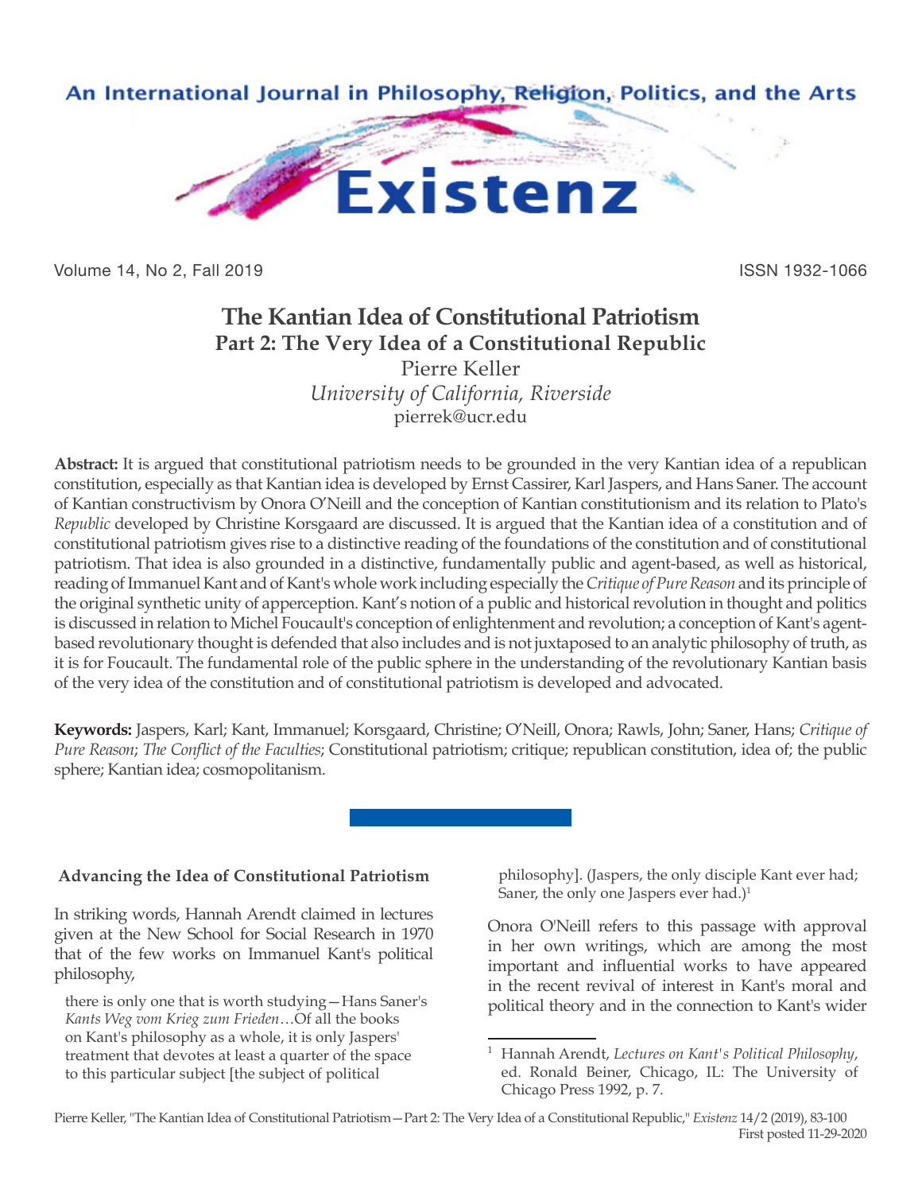# The Kantian Idea of Constitutional Patriotism

## Part 2: The Very Idea of a Constitutional Republic

Pierre Keller

*University of California, Riverside*

pierrek@ucr.edu

**Abstract:** It is argued that constitutional patriotism needs to be grounded in the very Kantian idea of a republican constitution, especially as that Kantian idea is developed by Ernst Cassirer, Karl Jaspers, and Hans Saner. The account of Kantian constructivism by Onora O'Neill and the conception of Kantian constitutionism and its relation to Plato's *Republic* developed by Christine Korsgaard are discussed. It is argued that the Kantian idea of a constitution and of constitutional patriotism gives rise to a distinctive reading of the foundations of the constitution and of constitutional patriotism. That idea is also grounded in a distinctive, fundamentally public and agent-based, as well as historical, reading of Immanuel Kant and of Kant's whole work including especially the *Critique of Pure Reason* and its principle of the original synthetic unity of apperception. Kant's notion of a public and historical revolution in thought and politics is discussed in relation to Michel Foucault's conception of enlightenment and revolution; a conception of Kant's agent-based revolutionary thought is defended that also includes and is not juxtaposed to an analytic philosophy of truth, as it is for Foucault. The fundamental role of the public sphere in the understanding of the revolutionary Kantian basis of the very idea of the constitution and of constitutional patriotism is developed and advocated.

**Keywords:** Jaspers, Karl; Kant, Immanuel; Korsgaard, Christine; O'Neill, Onora; Rawls, John; Saner, Hans; *Critique of Pure Reason*; *The Conflict of the Faculties*; Constitutional patriotism; critique; republican constitution, idea of; the public sphere; Kantian idea; cosmopolitanism.

### Advancing the Idea of Constitutional Patriotism

In striking words, Hannah Arendt claimed in lectures given at the New School for Social Research in 1970 that of the few works on Immanuel Kant's political philosophy,

> there is only one that is worth studying—Hans Saner's *Kants Weg vom Krieg zum Frieden*…Of all the books on Kant's philosophy as a whole, it is only Jaspers' treatment that devotes at least a quarter of the space to this particular subject [the subject of political philosophy]. (Jaspers, the only disciple Kant ever had; Saner, the only one Jaspers ever had.)[1]

Onora O'Neill refers to this passage with approval in her own writings, which are among the most important and influential works to have appeared in the recent revival of interest in Kant's moral and political theory and in the connection to Kant's wider

[1] Hannah Arendt, *Lectures on Kant's Political Philosophy*, ed. Ronald Beiner, Chicago, IL: The University of Chicago Press 1992, p. 7.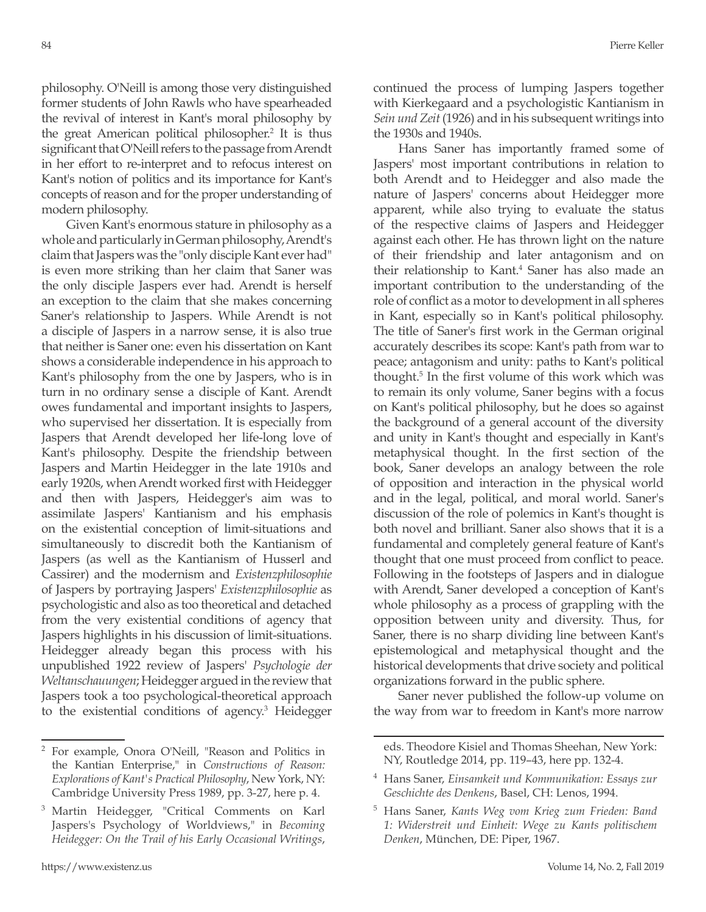philosophy. O'Neill is among those very distinguished former students of John Rawls who have spearheaded the revival of interest in Kant's moral philosophy by the great American political philosopher.[2] It is thus significant that O'Neill refers to the passage from Arendt in her effort to re-interpret and to refocus interest on Kant's notion of politics and its importance for Kant's concepts of reason and for the proper understanding of modern philosophy.

Given Kant's enormous stature in philosophy as a whole and particularly in German philosophy, Arendt's claim that Jaspers was the "only disciple Kant ever had" is even more striking than her claim that Saner was the only disciple Jaspers ever had. Arendt is herself an exception to the claim that she makes concerning Saner's relationship to Jaspers. While Arendt is not a disciple of Jaspers in a narrow sense, it is also true that neither is Saner one: even his dissertation on Kant shows a considerable independence in his approach to Kant's philosophy from the one by Jaspers, who is in turn in no ordinary sense a disciple of Kant. Arendt owes fundamental and important insights to Jaspers, who supervised her dissertation. It is especially from Jaspers that Arendt developed her life-long love of Kant's philosophy. Despite the friendship between Jaspers and Martin Heidegger in the late 1910s and early 1920s, when Arendt worked first with Heidegger and then with Jaspers, Heidegger's aim was to assimilate Jaspers' Kantianism and his emphasis on the existential conception of limit-situations and simultaneously to discredit both the Kantianism of Jaspers (as well as the Kantianism of Husserl and Cassirer) and the modernism and *Existenzphilosophie* of Jaspers by portraying Jaspers' *Existenzphilosophie* as psychologistic and also as too theoretical and detached from the very existential conditions of agency that Jaspers highlights in his discussion of limit-situations. Heidegger already began this process with his unpublished 1922 review of Jaspers' *Psychologie der Weltanschauungen*; Heidegger argued in the review that Jaspers took a too psychological-theoretical approach to the existential conditions of agency.[3] Heidegger continued the process of lumping Jaspers together with Kierkegaard and a psychologistic Kantianism in *Sein und Zeit* (1926) and in his subsequent writings into the 1930s and 1940s.

Hans Saner has importantly framed some of Jaspers' most important contributions in relation to both Arendt and to Heidegger and also made the nature of Jaspers' concerns about Heidegger more apparent, while also trying to evaluate the status of the respective claims of Jaspers and Heidegger against each other. He has thrown light on the nature of their friendship and later antagonism and on their relationship to Kant.[4] Saner has also made an important contribution to the understanding of the role of conflict as a motor to development in all spheres in Kant, especially so in Kant's political philosophy. The title of Saner's first work in the German original accurately describes its scope: Kant's path from war to peace; antagonism and unity: paths to Kant's political thought.[5] In the first volume of this work which was to remain its only volume, Saner begins with a focus on Kant's political philosophy, but he does so against the background of a general account of the diversity and unity in Kant's thought and especially in Kant's metaphysical thought. In the first section of the book, Saner develops an analogy between the role of opposition and interaction in the physical world and in the legal, political, and moral world. Saner's discussion of the role of polemics in Kant's thought is both novel and brilliant. Saner also shows that it is a fundamental and completely general feature of Kant's thought that one must proceed from conflict to peace. Following in the footsteps of Jaspers and in dialogue with Arendt, Saner developed a conception of Kant's whole philosophy as a process of grappling with the opposition between unity and diversity. Thus, for Saner, there is no sharp dividing line between Kant's epistemological and metaphysical thought and the historical developments that drive society and political organizations forward in the public sphere.

Saner never published the follow-up volume on the way from war to freedom in Kant's more narrow

---

[2] For example, Onora O'Neill, "Reason and Politics in the Kantian Enterprise," in *Constructions of Reason: Explorations of Kant's Practical Philosophy*, New York, NY: Cambridge University Press 1989, pp. 3-27, here p. 4.

[3] Martin Heidegger, "Critical Comments on Karl Jaspers's Psychology of Worldviews," in *Becoming Heidegger: On the Trail of his Early Occasional Writings*, eds. Theodore Kisiel and Thomas Sheehan, New York: NY, Routledge 2014, pp. 119–43, here pp. 132-4.

[4] Hans Saner, *Einsamkeit und Kommunikation: Essays zur Geschichte des Denkens*, Basel, CH: Lenos, 1994.

[5] Hans Saner, *Kants Weg vom Krieg zum Frieden: Band 1: Widerstreit und Einheit: Wege zu Kants politischem Denken*, München, DE: Piper, 1967.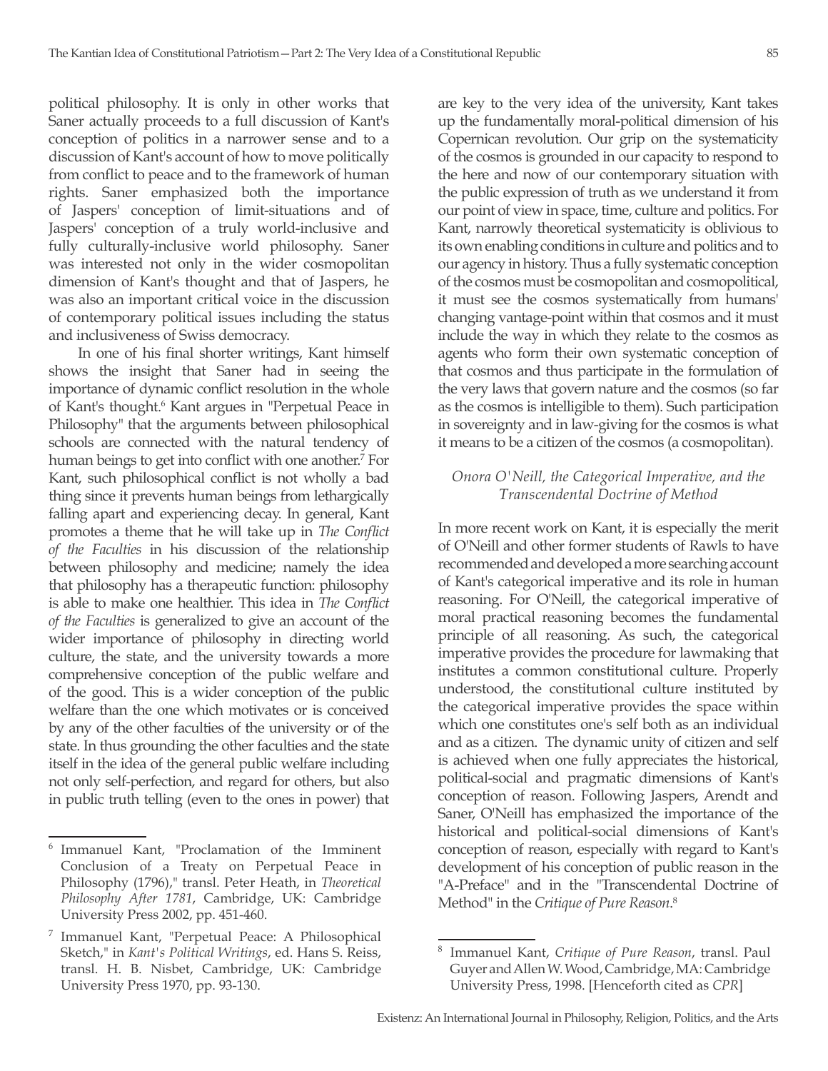political philosophy. It is only in other works that Saner actually proceeds to a full discussion of Kant's conception of politics in a narrower sense and to a discussion of Kant's account of how to move politically from conflict to peace and to the framework of human rights. Saner emphasized both the importance of Jaspers' conception of limit-situations and of Jaspers' conception of a truly world-inclusive and fully culturally-inclusive world philosophy. Saner was interested not only in the wider cosmopolitan dimension of Kant's thought and that of Jaspers, he was also an important critical voice in the discussion of contemporary political issues including the status and inclusiveness of Swiss democracy.

In one of his final shorter writings, Kant himself shows the insight that Saner had in seeing the importance of dynamic conflict resolution in the whole of Kant's thought.[6] Kant argues in "Perpetual Peace in Philosophy" that the arguments between philosophical schools are connected with the natural tendency of human beings to get into conflict with one another.[7] For Kant, such philosophical conflict is not wholly a bad thing since it prevents human beings from lethargically falling apart and experiencing decay. In general, Kant promotes a theme that he will take up in *The Conflict of the Faculties* in his discussion of the relationship between philosophy and medicine; namely the idea that philosophy has a therapeutic function: philosophy is able to make one healthier. This idea in *The Conflict of the Faculties* is generalized to give an account of the wider importance of philosophy in directing world culture, the state, and the university towards a more comprehensive conception of the public welfare and of the good. This is a wider conception of the public welfare than the one which motivates or is conceived by any of the other faculties of the university or of the state. In thus grounding the other faculties and the state itself in the idea of the general public welfare including not only self-perfection, and regard for others, but also in public truth telling (even to the ones in power) that are key to the very idea of the university, Kant takes up the fundamentally moral-political dimension of his Copernican revolution. Our grip on the systematicity of the cosmos is grounded in our capacity to respond to the here and now of our contemporary situation with the public expression of truth as we understand it from our point of view in space, time, culture and politics. For Kant, narrowly theoretical systematicity is oblivious to its own enabling conditions in culture and politics and to our agency in history. Thus a fully systematic conception of the cosmos must be cosmopolitan and cosmopolitical, it must see the cosmos systematically from humans' changing vantage-point within that cosmos and it must include the way in which they relate to the cosmos as agents who form their own systematic conception of that cosmos and thus participate in the formulation of the very laws that govern nature and the cosmos (so far as the cosmos is intelligible to them). Such participation in sovereignty and in law-giving for the cosmos is what it means to be a citizen of the cosmos (a cosmopolitan).

### *Onora O'Neill, the Categorical Imperative, and the Transcendental Doctrine of Method*

In more recent work on Kant, it is especially the merit of O'Neill and other former students of Rawls to have recommended and developed a more searching account of Kant's categorical imperative and its role in human reasoning. For O'Neill, the categorical imperative of moral practical reasoning becomes the fundamental principle of all reasoning. As such, the categorical imperative provides the procedure for lawmaking that institutes a common constitutional culture. Properly understood, the constitutional culture instituted by the categorical imperative provides the space within which one constitutes one's self both as an individual and as a citizen. The dynamic unity of citizen and self is achieved when one fully appreciates the historical, political-social and pragmatic dimensions of Kant's conception of reason. Following Jaspers, Arendt and Saner, O'Neill has emphasized the importance of the historical and political-social dimensions of Kant's conception of reason, especially with regard to Kant's development of his conception of public reason in the "A-Preface" and in the "Transcendental Doctrine of Method" in the *Critique of Pure Reason*.[8]

---

[6] Immanuel Kant, "Proclamation of the Imminent Conclusion of a Treaty on Perpetual Peace in Philosophy (1796)," transl. Peter Heath, in *Theoretical Philosophy After 1781*, Cambridge, UK: Cambridge University Press 2002, pp. 451-460.

[7] Immanuel Kant, "Perpetual Peace: A Philosophical Sketch," in *Kant's Political Writings*, ed. Hans S. Reiss, transl. H. B. Nisbet, Cambridge, UK: Cambridge University Press 1970, pp. 93-130.

[8] Immanuel Kant, *Critique of Pure Reason*, transl. Paul Guyer and Allen W. Wood, Cambridge, MA: Cambridge University Press, 1998. [Henceforth cited as *CPR*]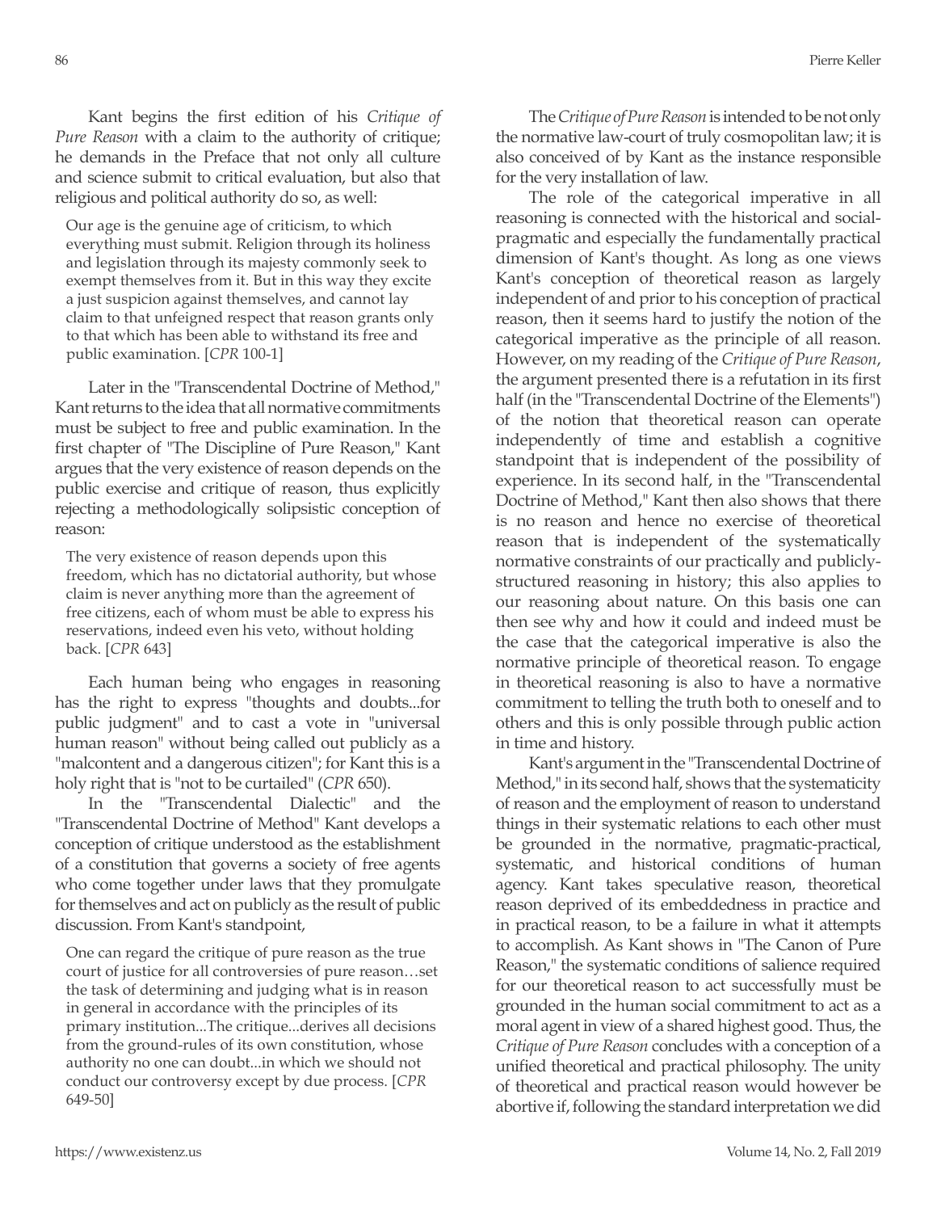Kant begins the first edition of his *Critique of Pure Reason* with a claim to the authority of critique; he demands in the Preface that not only all culture and science submit to critical evaluation, but also that religious and political authority do so, as well:

> Our age is the genuine age of criticism, to which everything must submit. Religion through its holiness and legislation through its majesty commonly seek to exempt themselves from it. But in this way they excite a just suspicion against themselves, and cannot lay claim to that unfeigned respect that reason grants only to that which has been able to withstand its free and public examination. [*CPR* 100-1]

Later in the "Transcendental Doctrine of Method," Kant returns to the idea that all normative commitments must be subject to free and public examination. In the first chapter of "The Discipline of Pure Reason," Kant argues that the very existence of reason depends on the public exercise and critique of reason, thus explicitly rejecting a methodologically solipsistic conception of reason:

> The very existence of reason depends upon this freedom, which has no dictatorial authority, but whose claim is never anything more than the agreement of free citizens, each of whom must be able to express his reservations, indeed even his veto, without holding back. [*CPR* 643]

Each human being who engages in reasoning has the right to express "thoughts and doubts...for public judgment" and to cast a vote in "universal human reason" without being called out publicly as a "malcontent and a dangerous citizen"; for Kant this is a holy right that is "not to be curtailed" (*CPR* 650).

In the "Transcendental Dialectic" and the "Transcendental Doctrine of Method" Kant develops a conception of critique understood as the establishment of a constitution that governs a society of free agents who come together under laws that they promulgate for themselves and act on publicly as the result of public discussion. From Kant's standpoint,

> One can regard the critique of pure reason as the true court of justice for all controversies of pure reason…set the task of determining and judging what is in reason in general in accordance with the principles of its primary institution...The critique...derives all decisions from the ground-rules of its own constitution, whose authority no one can doubt...in which we should not conduct our controversy except by due process. [*CPR* 649-50]

The *Critique of Pure Reason* is intended to be not only the normative law-court of truly cosmopolitan law; it is also conceived of by Kant as the instance responsible for the very installation of law.

The role of the categorical imperative in all reasoning is connected with the historical and social-pragmatic and especially the fundamentally practical dimension of Kant's thought. As long as one views Kant's conception of theoretical reason as largely independent of and prior to his conception of practical reason, then it seems hard to justify the notion of the categorical imperative as the principle of all reason. However, on my reading of the *Critique of Pure Reason*, the argument presented there is a refutation in its first half (in the "Transcendental Doctrine of the Elements") of the notion that theoretical reason can operate independently of time and establish a cognitive standpoint that is independent of the possibility of experience. In its second half, in the "Transcendental Doctrine of Method," Kant then also shows that there is no reason and hence no exercise of theoretical reason that is independent of the systematically normative constraints of our practically and publicly-structured reasoning in history; this also applies to our reasoning about nature. On this basis one can then see why and how it could and indeed must be the case that the categorical imperative is also the normative principle of theoretical reason. To engage in theoretical reasoning is also to have a normative commitment to telling the truth both to oneself and to others and this is only possible through public action in time and history.

Kant's argument in the "Transcendental Doctrine of Method," in its second half, shows that the systematicity of reason and the employment of reason to understand things in their systematic relations to each other must be grounded in the normative, pragmatic-practical, systematic, and historical conditions of human agency. Kant takes speculative reason, theoretical reason deprived of its embeddedness in practice and in practical reason, to be a failure in what it attempts to accomplish. As Kant shows in "The Canon of Pure Reason," the systematic conditions of salience required for our theoretical reason to act successfully must be grounded in the human social commitment to act as a moral agent in view of a shared highest good. Thus, the *Critique of Pure Reason* concludes with a conception of a unified theoretical and practical philosophy. The unity of theoretical and practical reason would however be abortive if, following the standard interpretation we did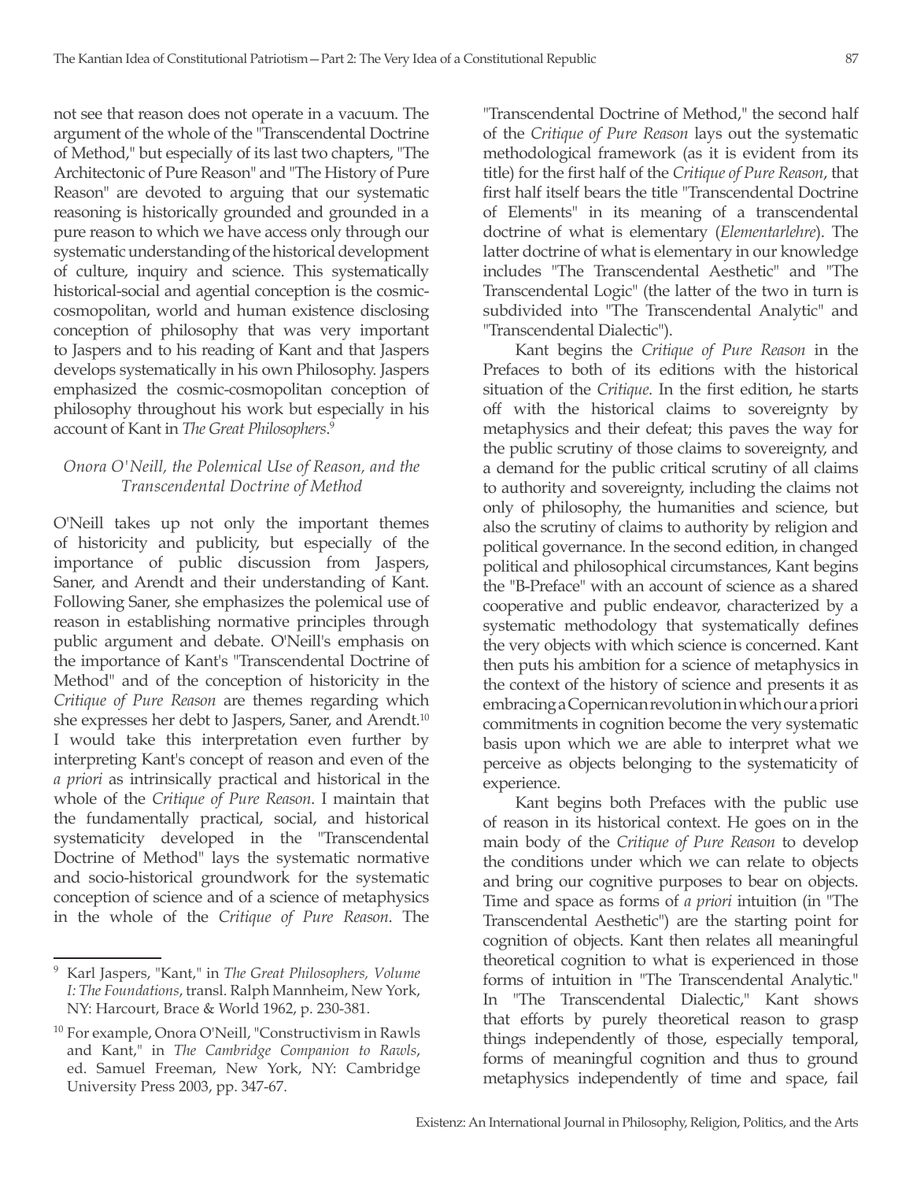not see that reason does not operate in a vacuum. The argument of the whole of the "Transcendental Doctrine of Method," but especially of its last two chapters, "The Architectonic of Pure Reason" and "The History of Pure Reason" are devoted to arguing that our systematic reasoning is historically grounded and grounded in a pure reason to which we have access only through our systematic understanding of the historical development of culture, inquiry and science. This systematically historical-social and agential conception is the cosmic-cosmopolitan, world and human existence disclosing conception of philosophy that was very important to Jaspers and to his reading of Kant and that Jaspers develops systematically in his own Philosophy. Jaspers emphasized the cosmic-cosmopolitan conception of philosophy throughout his work but especially in his account of Kant in *The Great Philosophers*.[9]

### *Onora O'Neill, the Polemical Use of Reason, and the Transcendental Doctrine of Method*

O'Neill takes up not only the important themes of historicity and publicity, but especially of the importance of public discussion from Jaspers, Saner, and Arendt and their understanding of Kant. Following Saner, she emphasizes the polemical use of reason in establishing normative principles through public argument and debate. O'Neill's emphasis on the importance of Kant's "Transcendental Doctrine of Method" and of the conception of historicity in the *Critique of Pure Reason* are themes regarding which she expresses her debt to Jaspers, Saner, and Arendt.[10] I would take this interpretation even further by interpreting Kant's concept of reason and even of the *a priori* as intrinsically practical and historical in the whole of the *Critique of Pure Reason*. I maintain that the fundamentally practical, social, and historical systematicity developed in the "Transcendental Doctrine of Method" lays the systematic normative and socio-historical groundwork for the systematic conception of science and of a science of metaphysics in the whole of the *Critique of Pure Reason*. The "Transcendental Doctrine of Method," the second half of the *Critique of Pure Reason* lays out the systematic methodological framework (as it is evident from its title) for the first half of the *Critique of Pure Reason*, that first half itself bears the title "Transcendental Doctrine of Elements" in its meaning of a transcendental doctrine of what is elementary (*Elementarlehre*). The latter doctrine of what is elementary in our knowledge includes "The Transcendental Aesthetic" and "The Transcendental Logic" (the latter of the two in turn is subdivided into "The Transcendental Analytic" and "Transcendental Dialectic").

Kant begins the *Critique of Pure Reason* in the Prefaces to both of its editions with the historical situation of the *Critique*. In the first edition, he starts off with the historical claims to sovereignty by metaphysics and their defeat; this paves the way for the public scrutiny of those claims to sovereignty, and a demand for the public critical scrutiny of all claims to authority and sovereignty, including the claims not only of philosophy, the humanities and science, but also the scrutiny of claims to authority by religion and political governance. In the second edition, in changed political and philosophical circumstances, Kant begins the "B-Preface" with an account of science as a shared cooperative and public endeavor, characterized by a systematic methodology that systematically defines the very objects with which science is concerned. Kant then puts his ambition for a science of metaphysics in the context of the history of science and presents it as embracing a Copernican revolution in which our a priori commitments in cognition become the very systematic basis upon which we are able to interpret what we perceive as objects belonging to the systematicity of experience.

Kant begins both Prefaces with the public use of reason in its historical context. He goes on in the main body of the *Critique of Pure Reason* to develop the conditions under which we can relate to objects and bring our cognitive purposes to bear on objects. Time and space as forms of *a priori* intuition (in "The Transcendental Aesthetic") are the starting point for cognition of objects. Kant then relates all meaningful theoretical cognition to what is experienced in those forms of intuition in "The Transcendental Analytic." In "The Transcendental Dialectic," Kant shows that efforts by purely theoretical reason to grasp things independently of those, especially temporal, forms of meaningful cognition and thus to ground metaphysics independently of time and space, fail

---

[9] Karl Jaspers, "Kant," in *The Great Philosophers, Volume I: The Foundations*, transl. Ralph Mannheim, New York, NY: Harcourt, Brace & World 1962, p. 230-381.

[10] For example, Onora O'Neill, "Constructivism in Rawls and Kant," in *The Cambridge Companion to Rawls*, ed. Samuel Freeman, New York, NY: Cambridge University Press 2003, pp. 347-67.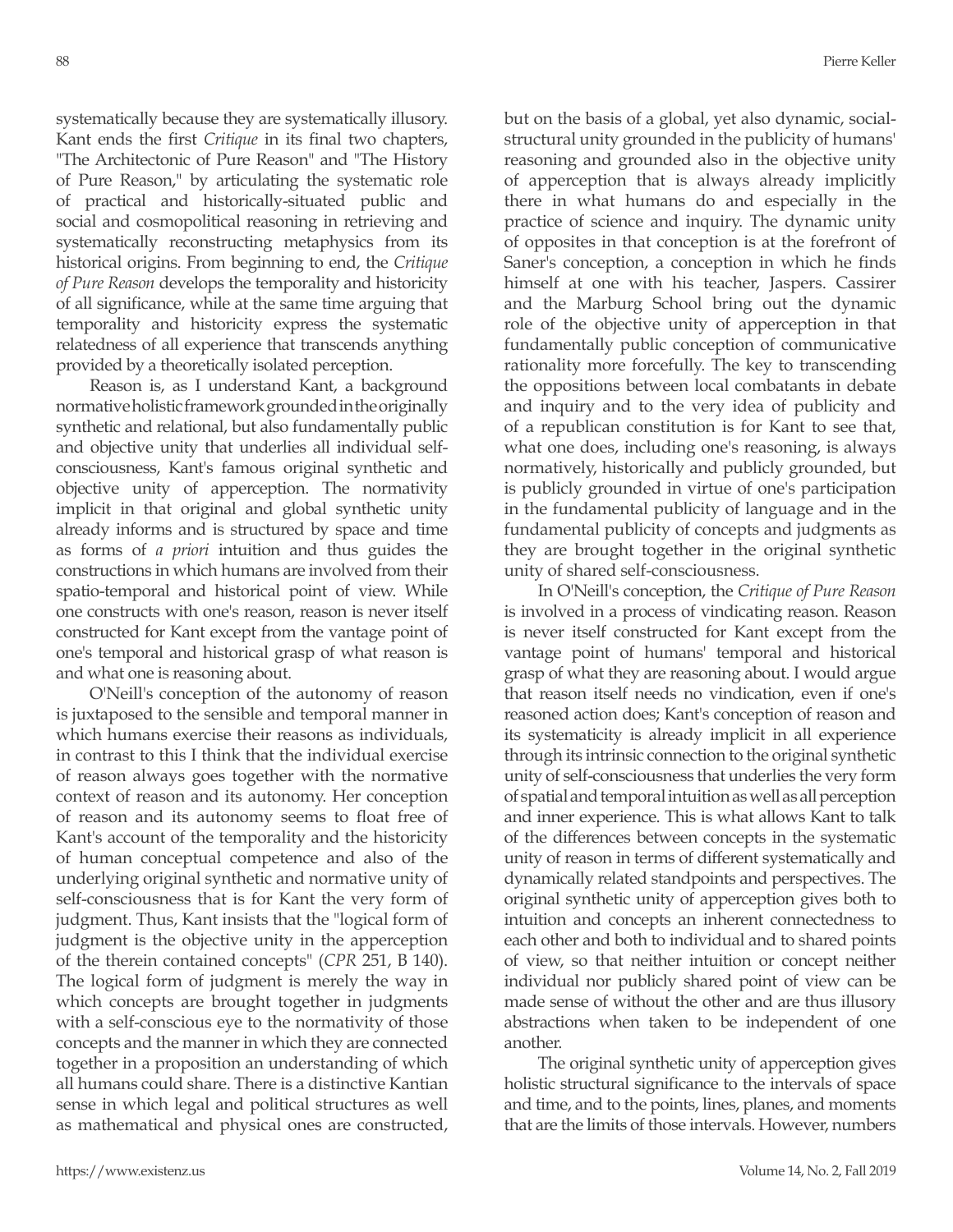systematically because they are systematically illusory. Kant ends the first *Critique* in its final two chapters, "The Architectonic of Pure Reason" and "The History of Pure Reason," by articulating the systematic role of practical and historically-situated public and social and cosmopolitical reasoning in retrieving and systematically reconstructing metaphysics from its historical origins. From beginning to end, the *Critique of Pure Reason* develops the temporality and historicity of all significance, while at the same time arguing that temporality and historicity express the systematic relatedness of all experience that transcends anything provided by a theoretically isolated perception.

Reason is, as I understand Kant, a background normative holistic framework grounded in the originally synthetic and relational, but also fundamentally public and objective unity that underlies all individual self-consciousness, Kant's famous original synthetic and objective unity of apperception. The normativity implicit in that original and global synthetic unity already informs and is structured by space and time as forms of *a priori* intuition and thus guides the constructions in which humans are involved from their spatio-temporal and historical point of view. While one constructs with one's reason, reason is never itself constructed for Kant except from the vantage point of one's temporal and historical grasp of what reason is and what one is reasoning about.

O'Neill's conception of the autonomy of reason is juxtaposed to the sensible and temporal manner in which humans exercise their reasons as individuals, in contrast to this I think that the individual exercise of reason always goes together with the normative context of reason and its autonomy. Her conception of reason and its autonomy seems to float free of Kant's account of the temporality and the historicity of human conceptual competence and also of the underlying original synthetic and normative unity of self-consciousness that is for Kant the very form of judgment. Thus, Kant insists that the "logical form of judgment is the objective unity in the apperception of the therein contained concepts" (*CPR* 251, B 140). The logical form of judgment is merely the way in which concepts are brought together in judgments with a self-conscious eye to the normativity of those concepts and the manner in which they are connected together in a proposition an understanding of which all humans could share. There is a distinctive Kantian sense in which legal and political structures as well as mathematical and physical ones are constructed, but on the basis of a global, yet also dynamic, social-structural unity grounded in the publicity of humans' reasoning and grounded also in the objective unity of apperception that is always already implicitly there in what humans do and especially in the practice of science and inquiry. The dynamic unity of opposites in that conception is at the forefront of Saner's conception, a conception in which he finds himself at one with his teacher, Jaspers. Cassirer and the Marburg School bring out the dynamic role of the objective unity of apperception in that fundamentally public conception of communicative rationality more forcefully. The key to transcending the oppositions between local combatants in debate and inquiry and to the very idea of publicity and of a republican constitution is for Kant to see that, what one does, including one's reasoning, is always normatively, historically and publicly grounded, but is publicly grounded in virtue of one's participation in the fundamental publicity of language and in the fundamental publicity of concepts and judgments as they are brought together in the original synthetic unity of shared self-consciousness.

In O'Neill's conception, the *Critique of Pure Reason* is involved in a process of vindicating reason. Reason is never itself constructed for Kant except from the vantage point of humans' temporal and historical grasp of what they are reasoning about. I would argue that reason itself needs no vindication, even if one's reasoned action does; Kant's conception of reason and its systematicity is already implicit in all experience through its intrinsic connection to the original synthetic unity of self-consciousness that underlies the very form of spatial and temporal intuition as well as all perception and inner experience. This is what allows Kant to talk of the differences between concepts in the systematic unity of reason in terms of different systematically and dynamically related standpoints and perspectives. The original synthetic unity of apperception gives both to intuition and concepts an inherent connectedness to each other and both to individual and to shared points of view, so that neither intuition or concept neither individual nor publicly shared point of view can be made sense of without the other and are thus illusory abstractions when taken to be independent of one another.

The original synthetic unity of apperception gives holistic structural significance to the intervals of space and time, and to the points, lines, planes, and moments that are the limits of those intervals. However, numbers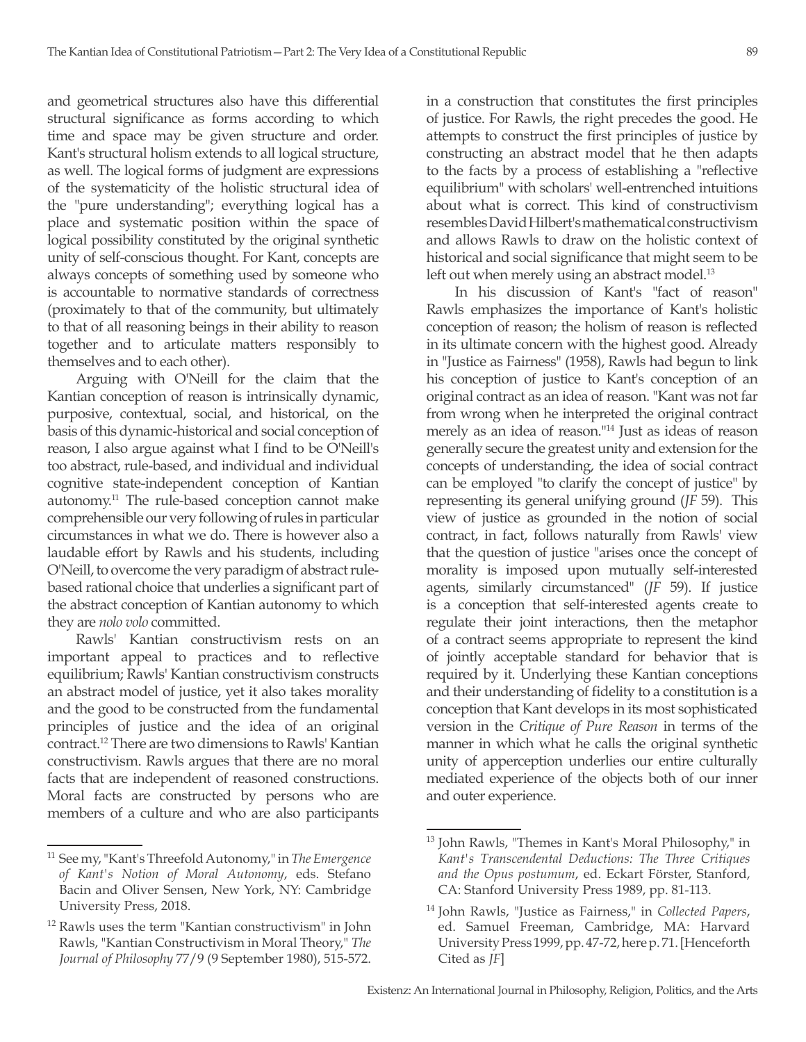and geometrical structures also have this differential structural significance as forms according to which time and space may be given structure and order. Kant's structural holism extends to all logical structure, as well. The logical forms of judgment are expressions of the systematicity of the holistic structural idea of the "pure understanding"; everything logical has a place and systematic position within the space of logical possibility constituted by the original synthetic unity of self-conscious thought. For Kant, concepts are always concepts of something used by someone who is accountable to normative standards of correctness (proximately to that of the community, but ultimately to that of all reasoning beings in their ability to reason together and to articulate matters responsibly to themselves and to each other).

Arguing with O'Neill for the claim that the Kantian conception of reason is intrinsically dynamic, purposive, contextual, social, and historical, on the basis of this dynamic-historical and social conception of reason, I also argue against what I find to be O'Neill's too abstract, rule-based, and individual and individual cognitive state-independent conception of Kantian autonomy.[11] The rule-based conception cannot make comprehensible our very following of rules in particular circumstances in what we do. There is however also a laudable effort by Rawls and his students, including O'Neill, to overcome the very paradigm of abstract rule-based rational choice that underlies a significant part of the abstract conception of Kantian autonomy to which they are *nolo volo* committed.

Rawls' Kantian constructivism rests on an important appeal to practices and to reflective equilibrium; Rawls' Kantian constructivism constructs an abstract model of justice, yet it also takes morality and the good to be constructed from the fundamental principles of justice and the idea of an original contract.[12] There are two dimensions to Rawls' Kantian constructivism. Rawls argues that there are no moral facts that are independent of reasoned constructions. Moral facts are constructed by persons who are members of a culture and who are also participants in a construction that constitutes the first principles of justice. For Rawls, the right precedes the good. He attempts to construct the first principles of justice by constructing an abstract model that he then adapts to the facts by a process of establishing a "reflective equilibrium" with scholars' well-entrenched intuitions about what is correct. This kind of constructivism resembles David Hilbert's mathematical constructivism and allows Rawls to draw on the holistic context of historical and social significance that might seem to be left out when merely using an abstract model.[13]

In his discussion of Kant's "fact of reason" Rawls emphasizes the importance of Kant's holistic conception of reason; the holism of reason is reflected in its ultimate concern with the highest good. Already in "Justice as Fairness" (1958), Rawls had begun to link his conception of justice to Kant's conception of an original contract as an idea of reason. "Kant was not far from wrong when he interpreted the original contract merely as an idea of reason."[14] Just as ideas of reason generally secure the greatest unity and extension for the concepts of understanding, the idea of social contract can be employed "to clarify the concept of justice" by representing its general unifying ground (*JF* 59). This view of justice as grounded in the notion of social contract, in fact, follows naturally from Rawls' view that the question of justice "arises once the concept of morality is imposed upon mutually self-interested agents, similarly circumstanced" (*JF* 59). If justice is a conception that self-interested agents create to regulate their joint interactions, then the metaphor of a contract seems appropriate to represent the kind of jointly acceptable standard for behavior that is required by it. Underlying these Kantian conceptions and their understanding of fidelity to a constitution is a conception that Kant develops in its most sophisticated version in the *Critique of Pure Reason* in terms of the manner in which what he calls the original synthetic unity of apperception underlies our entire culturally mediated experience of the objects both of our inner and outer experience.

---

[11] See my, "Kant's Threefold Autonomy," in *The Emergence of Kant's Notion of Moral Autonomy*, eds. Stefano Bacin and Oliver Sensen, New York, NY: Cambridge University Press, 2018.

[12] Rawls uses the term "Kantian constructivism" in John Rawls, "Kantian Constructivism in Moral Theory," *The Journal of Philosophy* 77/9 (9 September 1980), 515-572.

[13] John Rawls, "Themes in Kant's Moral Philosophy," in *Kant's Transcendental Deductions: The Three Critiques and the Opus postumum*, ed. Eckart Förster, Stanford, CA: Stanford University Press 1989, pp. 81-113.

[14] John Rawls, "Justice as Fairness," in *Collected Papers*, ed. Samuel Freeman, Cambridge, MA: Harvard University Press 1999, pp. 47-72, here p. 71. [Henceforth Cited as *JF*]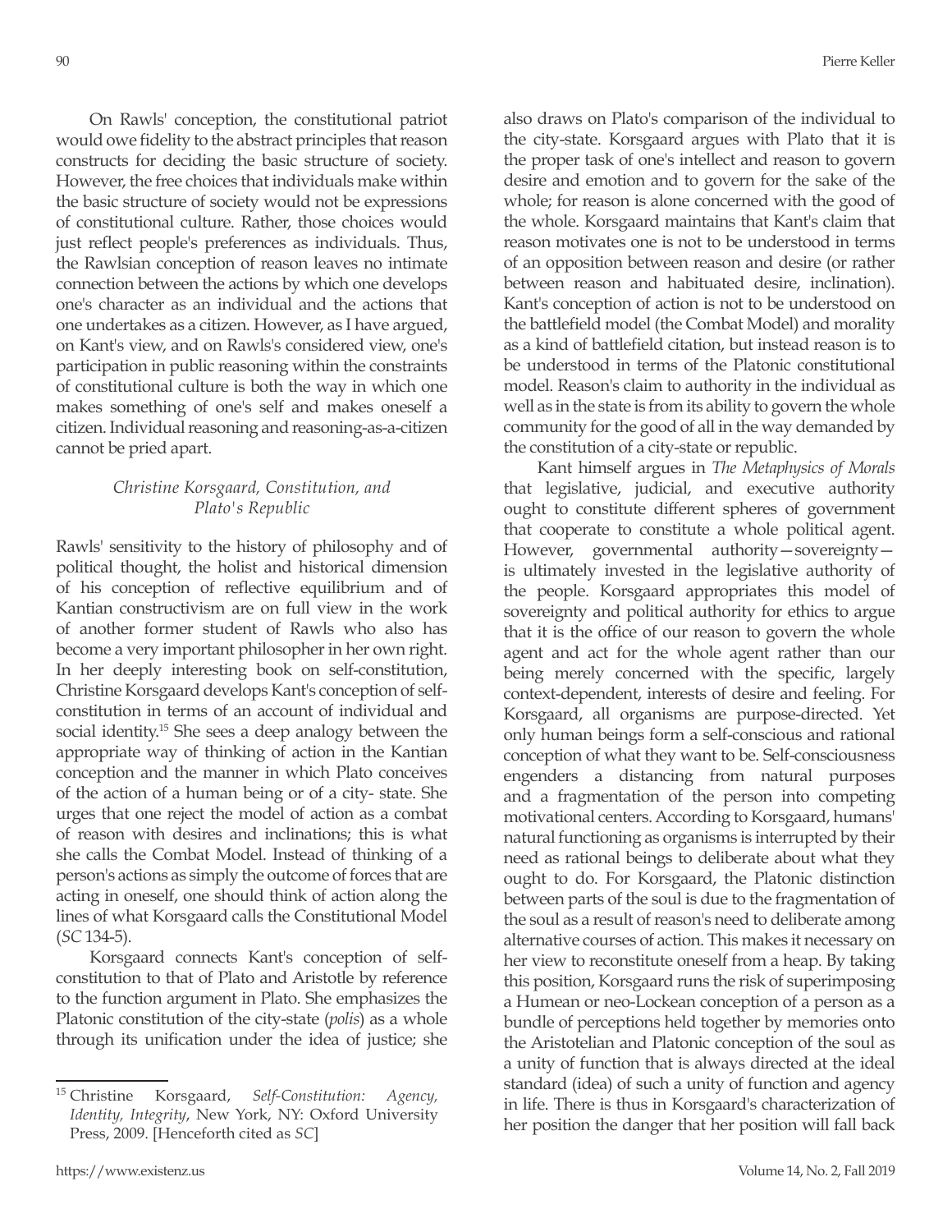On Rawls' conception, the constitutional patriot would owe fidelity to the abstract principles that reason constructs for deciding the basic structure of society. However, the free choices that individuals make within the basic structure of society would not be expressions of constitutional culture. Rather, those choices would just reflect people's preferences as individuals. Thus, the Rawlsian conception of reason leaves no intimate connection between the actions by which one develops one's character as an individual and the actions that one undertakes as a citizen. However, as I have argued, on Kant's view, and on Rawls's considered view, one's participation in public reasoning within the constraints of constitutional culture is both the way in which one makes something of one's self and makes oneself a citizen. Individual reasoning and reasoning-as-a-citizen cannot be pried apart.

### *Christine Korsgaard, Constitution, and Plato's Republic*

Rawls' sensitivity to the history of philosophy and of political thought, the holist and historical dimension of his conception of reflective equilibrium and of Kantian constructivism are on full view in the work of another former student of Rawls who also has become a very important philosopher in her own right. In her deeply interesting book on self-constitution, Christine Korsgaard develops Kant's conception of self-constitution in terms of an account of individual and social identity.[15] She sees a deep analogy between the appropriate way of thinking of action in the Kantian conception and the manner in which Plato conceives of the action of a human being or of a city- state. She urges that one reject the model of action as a combat of reason with desires and inclinations; this is what she calls the Combat Model. Instead of thinking of a person's actions as simply the outcome of forces that are acting in oneself, one should think of action along the lines of what Korsgaard calls the Constitutional Model (*SC* 134-5).

Korsgaard connects Kant's conception of self-constitution to that of Plato and Aristotle by reference to the function argument in Plato. She emphasizes the Platonic constitution of the city-state (*polis*) as a whole through its unification under the idea of justice; she also draws on Plato's comparison of the individual to the city-state. Korsgaard argues with Plato that it is the proper task of one's intellect and reason to govern desire and emotion and to govern for the sake of the whole; for reason is alone concerned with the good of the whole. Korsgaard maintains that Kant's claim that reason motivates one is not to be understood in terms of an opposition between reason and desire (or rather between reason and habituated desire, inclination). Kant's conception of action is not to be understood on the battlefield model (the Combat Model) and morality as a kind of battlefield citation, but instead reason is to be understood in terms of the Platonic constitutional model. Reason's claim to authority in the individual as well as in the state is from its ability to govern the whole community for the good of all in the way demanded by the constitution of a city-state or republic.

Kant himself argues in *The Metaphysics of Morals* that legislative, judicial, and executive authority ought to constitute different spheres of government that cooperate to constitute a whole political agent. However, governmental authority—sovereignty—is ultimately invested in the legislative authority of the people. Korsgaard appropriates this model of sovereignty and political authority for ethics to argue that it is the office of our reason to govern the whole agent and act for the whole agent rather than our being merely concerned with the specific, largely context-dependent, interests of desire and feeling. For Korsgaard, all organisms are purpose-directed. Yet only human beings form a self-conscious and rational conception of what they want to be. Self-consciousness engenders a distancing from natural purposes and a fragmentation of the person into competing motivational centers. According to Korsgaard, humans' natural functioning as organisms is interrupted by their need as rational beings to deliberate about what they ought to do. For Korsgaard, the Platonic distinction between parts of the soul is due to the fragmentation of the soul as a result of reason's need to deliberate among alternative courses of action. This makes it necessary on her view to reconstitute oneself from a heap. By taking this position, Korsgaard runs the risk of superimposing a Humean or neo-Lockean conception of a person as a bundle of perceptions held together by memories onto the Aristotelian and Platonic conception of the soul as a unity of function that is always directed at the ideal standard (idea) of such a unity of function and agency in life. There is thus in Korsgaard's characterization of her position the danger that her position will fall back

---

[15] Christine Korsgaard, *Self-Constitution: Agency, Identity, Integrity*, New York, NY: Oxford University Press, 2009. [Henceforth cited as *SC*]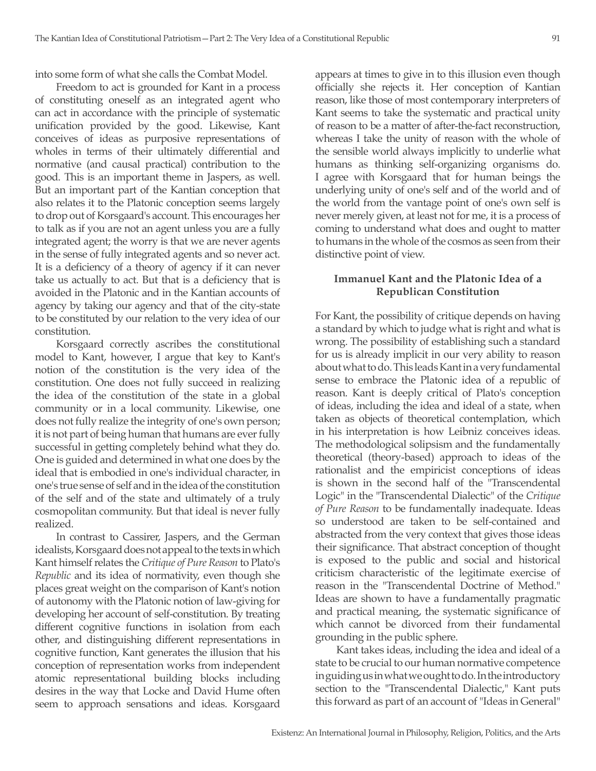into some form of what she calls the Combat Model.

Freedom to act is grounded for Kant in a process of constituting oneself as an integrated agent who can act in accordance with the principle of systematic unification provided by the good. Likewise, Kant conceives of ideas as purposive representations of wholes in terms of their ultimately differential and normative (and causal practical) contribution to the good. This is an important theme in Jaspers, as well. But an important part of the Kantian conception that also relates it to the Platonic conception seems largely to drop out of Korsgaard's account. This encourages her to talk as if you are not an agent unless you are a fully integrated agent; the worry is that we are never agents in the sense of fully integrated agents and so never act. It is a deficiency of a theory of agency if it can never take us actually to act. But that is a deficiency that is avoided in the Platonic and in the Kantian accounts of agency by taking our agency and that of the city-state to be constituted by our relation to the very idea of our constitution.

Korsgaard correctly ascribes the constitutional model to Kant, however, I argue that key to Kant's notion of the constitution is the very idea of the constitution. One does not fully succeed in realizing the idea of the constitution of the state in a global community or in a local community. Likewise, one does not fully realize the integrity of one's own person; it is not part of being human that humans are ever fully successful in getting completely behind what they do. One is guided and determined in what one does by the ideal that is embodied in one's individual character, in one's true sense of self and in the idea of the constitution of the self and of the state and ultimately of a truly cosmopolitan community. But that ideal is never fully realized.

In contrast to Cassirer, Jaspers, and the German idealists, Korsgaard does not appeal to the texts in which Kant himself relates the *Critique of Pure Reason* to Plato's *Republic* and its idea of normativity, even though she places great weight on the comparison of Kant's notion of autonomy with the Platonic notion of law-giving for developing her account of self-constitution. By treating different cognitive functions in isolation from each other, and distinguishing different representations in cognitive function, Kant generates the illusion that his conception of representation works from independent atomic representational building blocks including desires in the way that Locke and David Hume often seem to approach sensations and ideas. Korsgaard appears at times to give in to this illusion even though officially she rejects it. Her conception of Kantian reason, like those of most contemporary interpreters of Kant seems to take the systematic and practical unity of reason to be a matter of after-the-fact reconstruction, whereas I take the unity of reason with the whole of the sensible world always implicitly to underlie what humans as thinking self-organizing organisms do. I agree with Korsgaard that for human beings the underlying unity of one's self and of the world and of the world from the vantage point of one's own self is never merely given, at least not for me, it is a process of coming to understand what does and ought to matter to humans in the whole of the cosmos as seen from their distinctive point of view.

### Immanuel Kant and the Platonic Idea of a Republican Constitution

For Kant, the possibility of critique depends on having a standard by which to judge what is right and what is wrong. The possibility of establishing such a standard for us is already implicit in our very ability to reason about what to do. This leads Kant in a very fundamental sense to embrace the Platonic idea of a republic of reason. Kant is deeply critical of Plato's conception of ideas, including the idea and ideal of a state, when taken as objects of theoretical contemplation, which in his interpretation is how Leibniz conceives ideas. The methodological solipsism and the fundamentally theoretical (theory-based) approach to ideas of the rationalist and the empiricist conceptions of ideas is shown in the second half of the "Transcendental Logic" in the "Transcendental Dialectic" of the *Critique of Pure Reason* to be fundamentally inadequate. Ideas so understood are taken to be self-contained and abstracted from the very context that gives those ideas their significance. That abstract conception of thought is exposed to the public and social and historical criticism characteristic of the legitimate exercise of reason in the "Transcendental Doctrine of Method." Ideas are shown to have a fundamentally pragmatic and practical meaning, the systematic significance of which cannot be divorced from their fundamental grounding in the public sphere.

Kant takes ideas, including the idea and ideal of a state to be crucial to our human normative competence in guiding us in what we ought to do. In the introductory section to the "Transcendental Dialectic," Kant puts this forward as part of an account of "Ideas in General"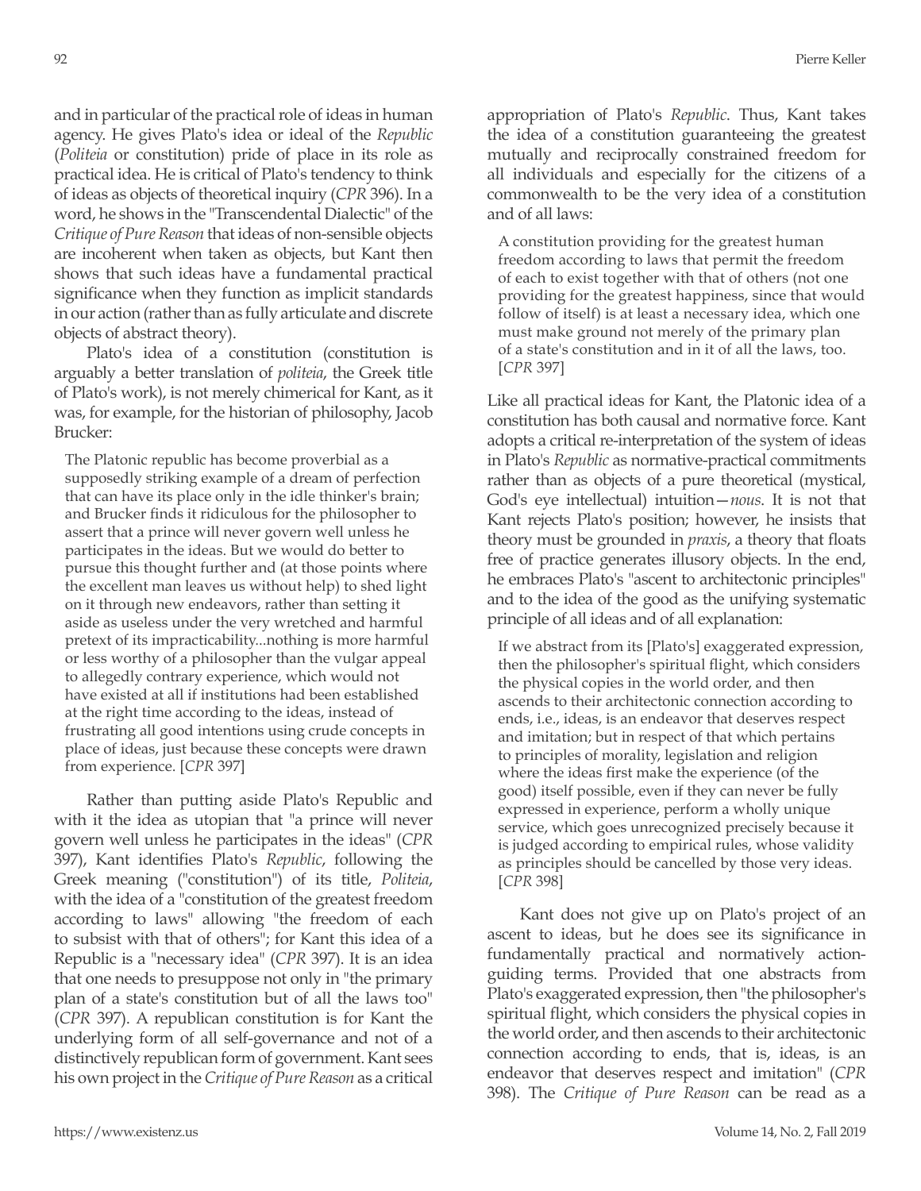and in particular of the practical role of ideas in human agency. He gives Plato's idea or ideal of the *Republic* (*Politeia* or constitution) pride of place in its role as practical idea. He is critical of Plato's tendency to think of ideas as objects of theoretical inquiry (*CPR* 396). In a word, he shows in the "Transcendental Dialectic" of the *Critique of Pure Reason* that ideas of non-sensible objects are incoherent when taken as objects, but Kant then shows that such ideas have a fundamental practical significance when they function as implicit standards in our action (rather than as fully articulate and discrete objects of abstract theory).

Plato's idea of a constitution (constitution is arguably a better translation of *politeia*, the Greek title of Plato's work), is not merely chimerical for Kant, as it was, for example, for the historian of philosophy, Jacob Brucker:

> The Platonic republic has become proverbial as a supposedly striking example of a dream of perfection that can have its place only in the idle thinker's brain; and Brucker finds it ridiculous for the philosopher to assert that a prince will never govern well unless he participates in the ideas. But we would do better to pursue this thought further and (at those points where the excellent man leaves us without help) to shed light on it through new endeavors, rather than setting it aside as useless under the very wretched and harmful pretext of its impracticability...nothing is more harmful or less worthy of a philosopher than the vulgar appeal to allegedly contrary experience, which would not have existed at all if institutions had been established at the right time according to the ideas, instead of frustrating all good intentions using crude concepts in place of ideas, just because these concepts were drawn from experience. [*CPR* 397]

Rather than putting aside Plato's Republic and with it the idea as utopian that "a prince will never govern well unless he participates in the ideas" (*CPR* 397), Kant identifies Plato's *Republic*, following the Greek meaning ("constitution") of its title, *Politeia*, with the idea of a "constitution of the greatest freedom according to laws" allowing "the freedom of each to subsist with that of others"; for Kant this idea of a Republic is a "necessary idea" (*CPR* 397). It is an idea that one needs to presuppose not only in "the primary plan of a state's constitution but of all the laws too" (*CPR* 397). A republican constitution is for Kant the underlying form of all self-governance and not of a distinctively republican form of government. Kant sees his own project in the *Critique of Pure Reason* as a critical appropriation of Plato's *Republic*. Thus, Kant takes the idea of a constitution guaranteeing the greatest mutually and reciprocally constrained freedom for all individuals and especially for the citizens of a commonwealth to be the very idea of a constitution and of all laws:

> A constitution providing for the greatest human freedom according to laws that permit the freedom of each to exist together with that of others (not one providing for the greatest happiness, since that would follow of itself) is at least a necessary idea, which one must make ground not merely of the primary plan of a state's constitution and in it of all the laws, too. [*CPR* 397]

Like all practical ideas for Kant, the Platonic idea of a constitution has both causal and normative force. Kant adopts a critical re-interpretation of the system of ideas in Plato's *Republic* as normative-practical commitments rather than as objects of a pure theoretical (mystical, God's eye intellectual) intuition—*nous*. It is not that Kant rejects Plato's position; however, he insists that theory must be grounded in *praxis*, a theory that floats free of practice generates illusory objects. In the end, he embraces Plato's "ascent to architectonic principles" and to the idea of the good as the unifying systematic principle of all ideas and of all explanation:

> If we abstract from its [Plato's] exaggerated expression, then the philosopher's spiritual flight, which considers the physical copies in the world order, and then ascends to their architectonic connection according to ends, i.e., ideas, is an endeavor that deserves respect and imitation; but in respect of that which pertains to principles of morality, legislation and religion where the ideas first make the experience (of the good) itself possible, even if they can never be fully expressed in experience, perform a wholly unique service, which goes unrecognized precisely because it is judged according to empirical rules, whose validity as principles should be cancelled by those very ideas. [*CPR* 398]

Kant does not give up on Plato's project of an ascent to ideas, but he does see its significance in fundamentally practical and normatively action-guiding terms. Provided that one abstracts from Plato's exaggerated expression, then "the philosopher's spiritual flight, which considers the physical copies in the world order, and then ascends to their architectonic connection according to ends, that is, ideas, is an endeavor that deserves respect and imitation" (*CPR* 398). The *Critique of Pure Reason* can be read as a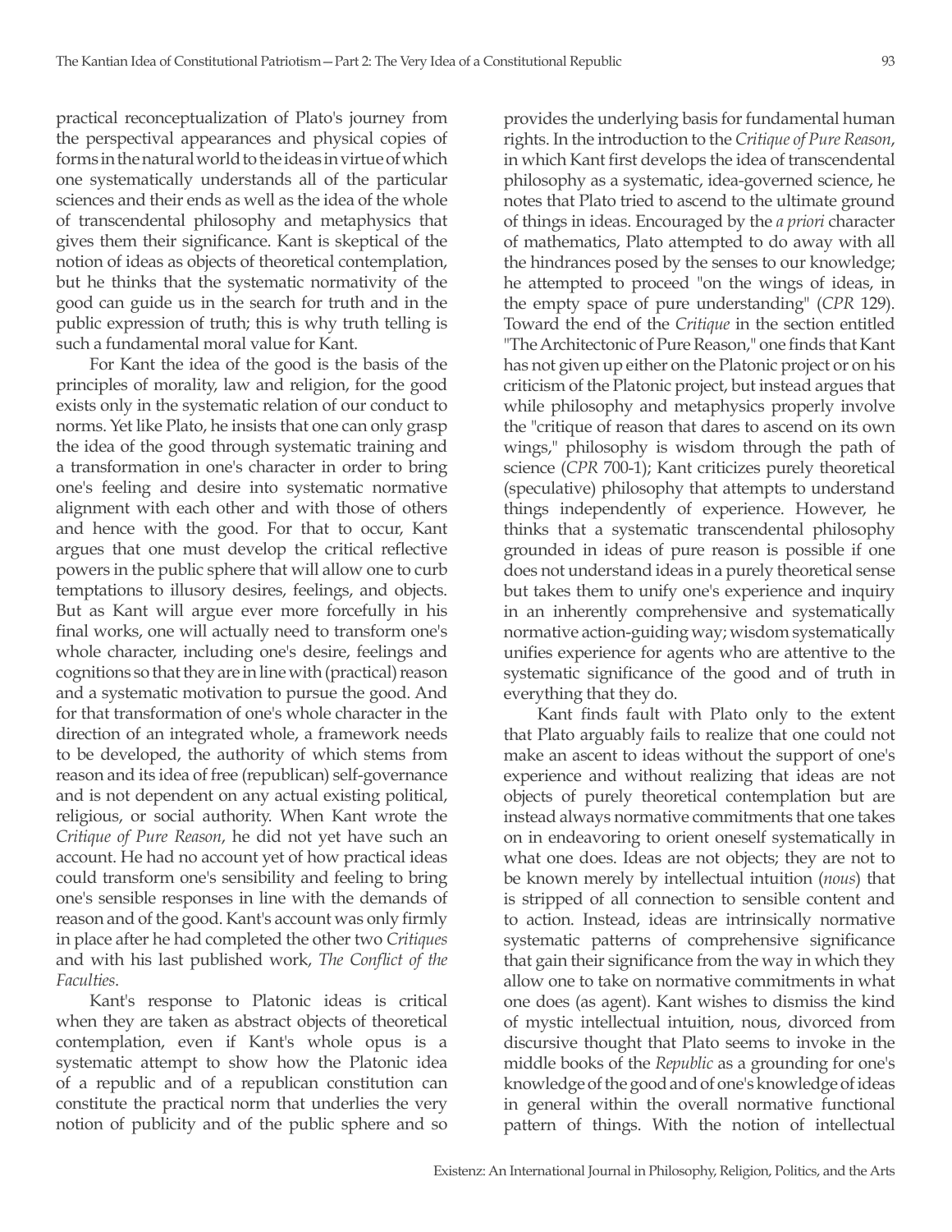practical reconceptualization of Plato's journey from the perspectival appearances and physical copies of forms in the natural world to the ideas in virtue of which one systematically understands all of the particular sciences and their ends as well as the idea of the whole of transcendental philosophy and metaphysics that gives them their significance. Kant is skeptical of the notion of ideas as objects of theoretical contemplation, but he thinks that the systematic normativity of the good can guide us in the search for truth and in the public expression of truth; this is why truth telling is such a fundamental moral value for Kant.

For Kant the idea of the good is the basis of the principles of morality, law and religion, for the good exists only in the systematic relation of our conduct to norms. Yet like Plato, he insists that one can only grasp the idea of the good through systematic training and a transformation in one's character in order to bring one's feeling and desire into systematic normative alignment with each other and with those of others and hence with the good. For that to occur, Kant argues that one must develop the critical reflective powers in the public sphere that will allow one to curb temptations to illusory desires, feelings, and objects. But as Kant will argue ever more forcefully in his final works, one will actually need to transform one's whole character, including one's desire, feelings and cognitions so that they are in line with (practical) reason and a systematic motivation to pursue the good. And for that transformation of one's whole character in the direction of an integrated whole, a framework needs to be developed, the authority of which stems from reason and its idea of free (republican) self-governance and is not dependent on any actual existing political, religious, or social authority. When Kant wrote the *Critique of Pure Reason*, he did not yet have such an account. He had no account yet of how practical ideas could transform one's sensibility and feeling to bring one's sensible responses in line with the demands of reason and of the good. Kant's account was only firmly in place after he had completed the other two *Critiques* and with his last published work, *The Conflict of the Faculties*.

Kant's response to Platonic ideas is critical when they are taken as abstract objects of theoretical contemplation, even if Kant's whole opus is a systematic attempt to show how the Platonic idea of a republic and of a republican constitution can constitute the practical norm that underlies the very notion of publicity and of the public sphere and so provides the underlying basis for fundamental human rights. In the introduction to the *Critique of Pure Reason*, in which Kant first develops the idea of transcendental philosophy as a systematic, idea-governed science, he notes that Plato tried to ascend to the ultimate ground of things in ideas. Encouraged by the *a priori* character of mathematics, Plato attempted to do away with all the hindrances posed by the senses to our knowledge; he attempted to proceed "on the wings of ideas, in the empty space of pure understanding" (*CPR* 129). Toward the end of the *Critique* in the section entitled "The Architectonic of Pure Reason," one finds that Kant has not given up either on the Platonic project or on his criticism of the Platonic project, but instead argues that while philosophy and metaphysics properly involve the "critique of reason that dares to ascend on its own wings," philosophy is wisdom through the path of science (*CPR* 700-1); Kant criticizes purely theoretical (speculative) philosophy that attempts to understand things independently of experience. However, he thinks that a systematic transcendental philosophy grounded in ideas of pure reason is possible if one does not understand ideas in a purely theoretical sense but takes them to unify one's experience and inquiry in an inherently comprehensive and systematically normative action-guiding way; wisdom systematically unifies experience for agents who are attentive to the systematic significance of the good and of truth in everything that they do.

Kant finds fault with Plato only to the extent that Plato arguably fails to realize that one could not make an ascent to ideas without the support of one's experience and without realizing that ideas are not objects of purely theoretical contemplation but are instead always normative commitments that one takes on in endeavoring to orient oneself systematically in what one does. Ideas are not objects; they are not to be known merely by intellectual intuition (*nous*) that is stripped of all connection to sensible content and to action. Instead, ideas are intrinsically normative systematic patterns of comprehensive significance that gain their significance from the way in which they allow one to take on normative commitments in what one does (as agent). Kant wishes to dismiss the kind of mystic intellectual intuition, nous, divorced from discursive thought that Plato seems to invoke in the middle books of the *Republic* as a grounding for one's knowledge of the good and of one's knowledge of ideas in general within the overall normative functional pattern of things. With the notion of intellectual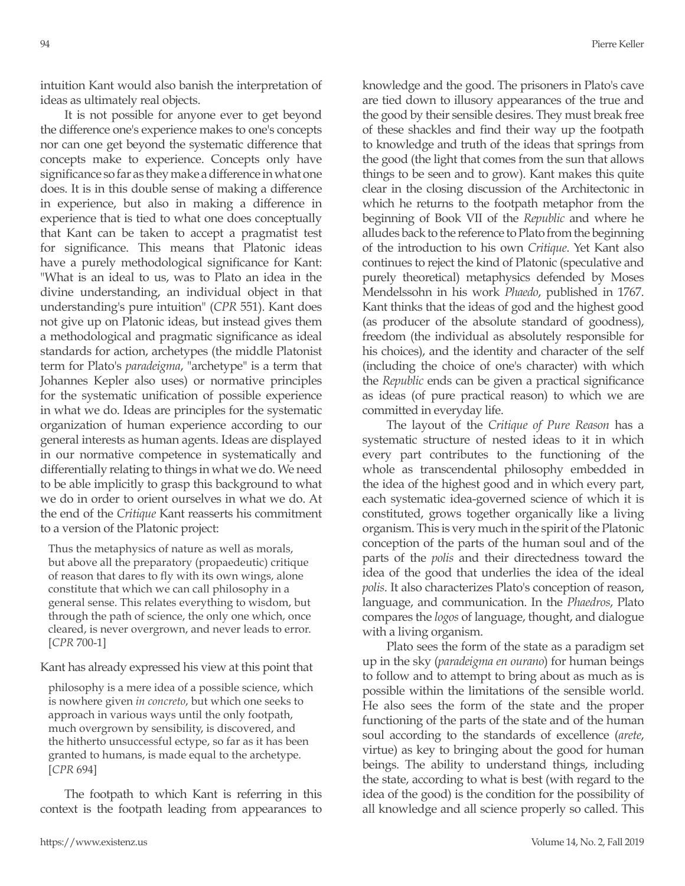intuition Kant would also banish the interpretation of ideas as ultimately real objects.

It is not possible for anyone ever to get beyond the difference one's experience makes to one's concepts nor can one get beyond the systematic difference that concepts make to experience. Concepts only have significance so far as they make a difference in what one does. It is in this double sense of making a difference in experience, but also in making a difference in experience that is tied to what one does conceptually that Kant can be taken to accept a pragmatist test for significance. This means that Platonic ideas have a purely methodological significance for Kant: "What is an ideal to us, was to Plato an idea in the divine understanding, an individual object in that understanding's pure intuition" (*CPR* 551). Kant does not give up on Platonic ideas, but instead gives them a methodological and pragmatic significance as ideal standards for action, archetypes (the middle Platonist term for Plato's *paradeigma*, "archetype" is a term that Johannes Kepler also uses) or normative principles for the systematic unification of possible experience in what we do. Ideas are principles for the systematic organization of human experience according to our general interests as human agents. Ideas are displayed in our normative competence in systematically and differentially relating to things in what we do. We need to be able implicitly to grasp this background to what we do in order to orient ourselves in what we do. At the end of the *Critique* Kant reasserts his commitment to a version of the Platonic project:

> Thus the metaphysics of nature as well as morals, but above all the preparatory (propaedeutic) critique of reason that dares to fly with its own wings, alone constitute that which we can call philosophy in a general sense. This relates everything to wisdom, but through the path of science, the only one which, once cleared, is never overgrown, and never leads to error. [*CPR* 700-1]

Kant has already expressed his view at this point that

> philosophy is a mere idea of a possible science, which is nowhere given *in concreto*, but which one seeks to approach in various ways until the only footpath, much overgrown by sensibility, is discovered, and the hitherto unsuccessful ectype, so far as it has been granted to humans, is made equal to the archetype. [*CPR* 694]

The footpath to which Kant is referring in this context is the footpath leading from appearances to knowledge and the good. The prisoners in Plato's cave are tied down to illusory appearances of the true and the good by their sensible desires. They must break free of these shackles and find their way up the footpath to knowledge and truth of the ideas that springs from the good (the light that comes from the sun that allows things to be seen and to grow). Kant makes this quite clear in the closing discussion of the Architectonic in which he returns to the footpath metaphor from the beginning of Book VII of the *Republic* and where he alludes back to the reference to Plato from the beginning of the introduction to his own *Critique*. Yet Kant also continues to reject the kind of Platonic (speculative and purely theoretical) metaphysics defended by Moses Mendelssohn in his work *Phaedo*, published in 1767. Kant thinks that the ideas of god and the highest good (as producer of the absolute standard of goodness), freedom (the individual as absolutely responsible for his choices), and the identity and character of the self (including the choice of one's character) with which the *Republic* ends can be given a practical significance as ideas (of pure practical reason) to which we are committed in everyday life.

The layout of the *Critique of Pure Reason* has a systematic structure of nested ideas to it in which every part contributes to the functioning of the whole as transcendental philosophy embedded in the idea of the highest good and in which every part, each systematic idea-governed science of which it is constituted, grows together organically like a living organism. This is very much in the spirit of the Platonic conception of the parts of the human soul and of the parts of the *polis* and their directedness toward the idea of the good that underlies the idea of the ideal *polis*. It also characterizes Plato's conception of reason, language, and communication. In the *Phaedros*, Plato compares the *logos* of language, thought, and dialogue with a living organism.

Plato sees the form of the state as a paradigm set up in the sky (*paradeigma en ourano*) for human beings to follow and to attempt to bring about as much as is possible within the limitations of the sensible world. He also sees the form of the state and the proper functioning of the parts of the state and of the human soul according to the standards of excellence (*arete*, virtue) as key to bringing about the good for human beings. The ability to understand things, including the state, according to what is best (with regard to the idea of the good) is the condition for the possibility of all knowledge and all science properly so called. This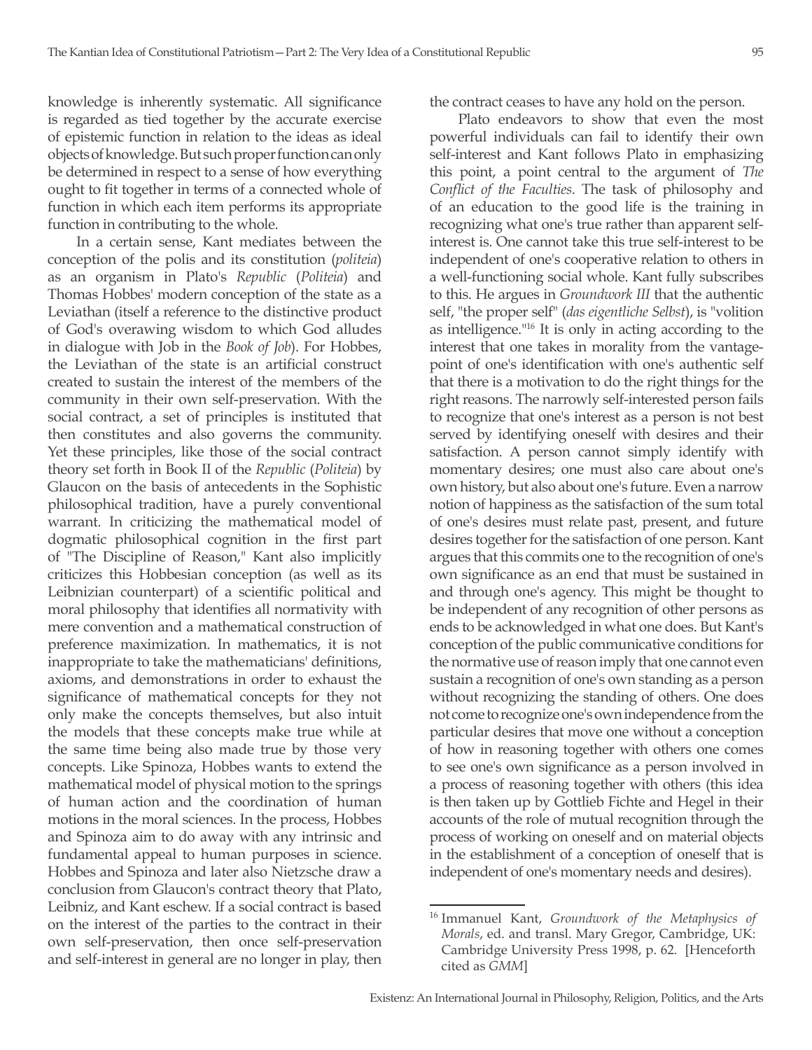knowledge is inherently systematic. All significance is regarded as tied together by the accurate exercise of epistemic function in relation to the ideas as ideal objects of knowledge. But such proper function can only be determined in respect to a sense of how everything ought to fit together in terms of a connected whole of function in which each item performs its appropriate function in contributing to the whole.

In a certain sense, Kant mediates between the conception of the polis and its constitution (*politeia*) as an organism in Plato's *Republic* (*Politeia*) and Thomas Hobbes' modern conception of the state as a Leviathan (itself a reference to the distinctive product of God's overawing wisdom to which God alludes in dialogue with Job in the *Book of Job*). For Hobbes, the Leviathan of the state is an artificial construct created to sustain the interest of the members of the community in their own self-preservation. With the social contract, a set of principles is instituted that then constitutes and also governs the community. Yet these principles, like those of the social contract theory set forth in Book II of the *Republic* (*Politeia*) by Glaucon on the basis of antecedents in the Sophistic philosophical tradition, have a purely conventional warrant. In criticizing the mathematical model of dogmatic philosophical cognition in the first part of "The Discipline of Reason," Kant also implicitly criticizes this Hobbesian conception (as well as its Leibnizian counterpart) of a scientific political and moral philosophy that identifies all normativity with mere convention and a mathematical construction of preference maximization. In mathematics, it is not inappropriate to take the mathematicians' definitions, axioms, and demonstrations in order to exhaust the significance of mathematical concepts for they not only make the concepts themselves, but also intuit the models that these concepts make true while at the same time being also made true by those very concepts. Like Spinoza, Hobbes wants to extend the mathematical model of physical motion to the springs of human action and the coordination of human motions in the moral sciences. In the process, Hobbes and Spinoza aim to do away with any intrinsic and fundamental appeal to human purposes in science. Hobbes and Spinoza and later also Nietzsche draw a conclusion from Glaucon's contract theory that Plato, Leibniz, and Kant eschew. If a social contract is based on the interest of the parties to the contract in their own self-preservation, then once self-preservation and self-interest in general are no longer in play, then the contract ceases to have any hold on the person.

Plato endeavors to show that even the most powerful individuals can fail to identify their own self-interest and Kant follows Plato in emphasizing this point, a point central to the argument of *The Conflict of the Faculties*. The task of philosophy and of an education to the good life is the training in recognizing what one's true rather than apparent self-interest is. One cannot take this true self-interest to be independent of one's cooperative relation to others in a well-functioning social whole. Kant fully subscribes to this. He argues in *Groundwork III* that the authentic self, "the proper self" (*das eigentliche Selbst*), is "volition as intelligence."[16] It is only in acting according to the interest that one takes in morality from the vantage-point of one's identification with one's authentic self that there is a motivation to do the right things for the right reasons. The narrowly self-interested person fails to recognize that one's interest as a person is not best served by identifying oneself with desires and their satisfaction. A person cannot simply identify with momentary desires; one must also care about one's own history, but also about one's future. Even a narrow notion of happiness as the satisfaction of the sum total of one's desires must relate past, present, and future desires together for the satisfaction of one person. Kant argues that this commits one to the recognition of one's own significance as an end that must be sustained in and through one's agency. This might be thought to be independent of any recognition of other persons as ends to be acknowledged in what one does. But Kant's conception of the public communicative conditions for the normative use of reason imply that one cannot even sustain a recognition of one's own standing as a person without recognizing the standing of others. One does not come to recognize one's own independence from the particular desires that move one without a conception of how in reasoning together with others one comes to see one's own significance as a person involved in a process of reasoning together with others (this idea is then taken up by Gottlieb Fichte and Hegel in their accounts of the role of mutual recognition through the process of working on oneself and on material objects in the establishment of a conception of oneself that is independent of one's momentary needs and desires).

---

[16] Immanuel Kant, *Groundwork of the Metaphysics of Morals*, ed. and transl. Mary Gregor, Cambridge, UK: Cambridge University Press 1998, p. 62. [Henceforth cited as *GMM*]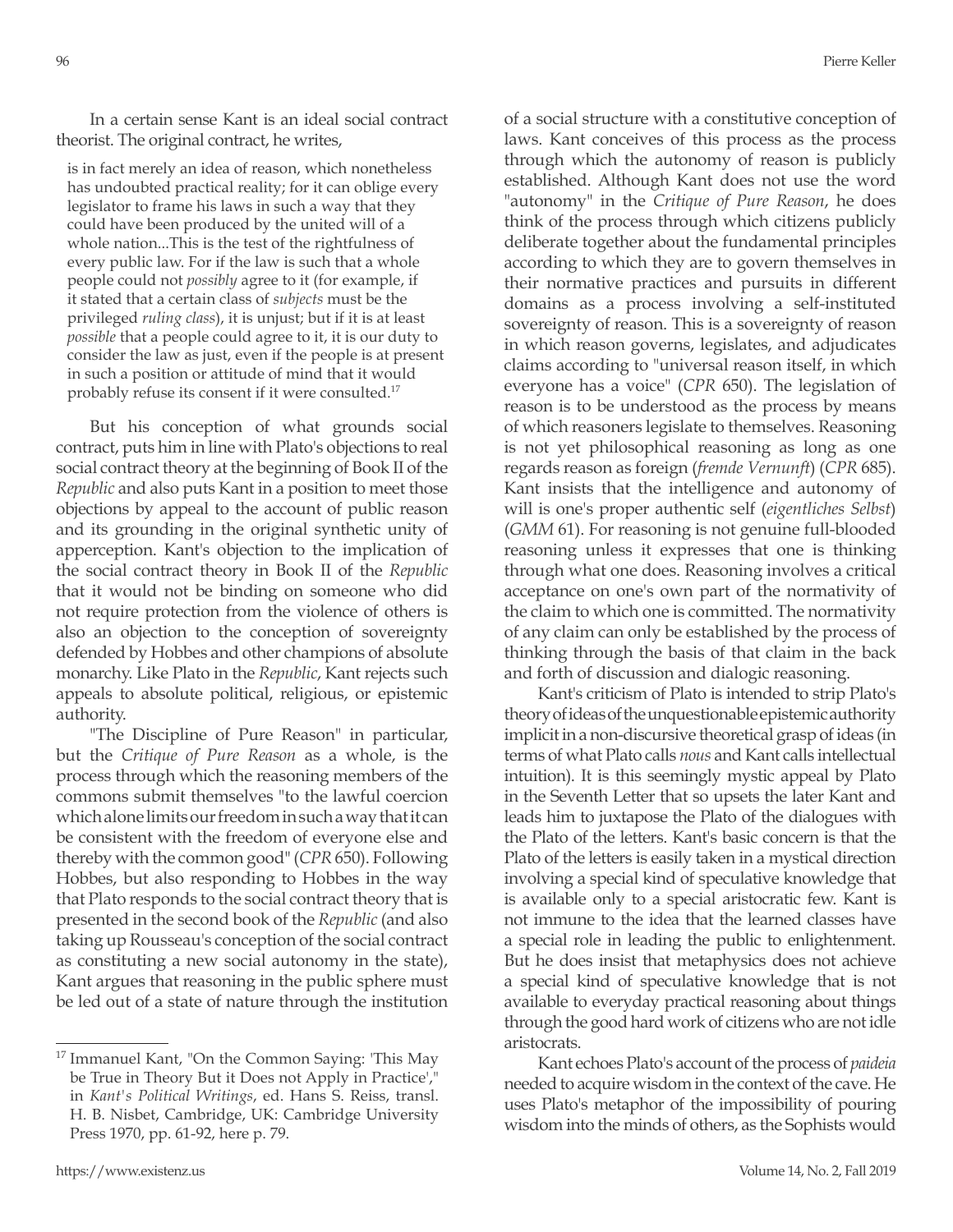In a certain sense Kant is an ideal social contract theorist. The original contract, he writes,

> is in fact merely an idea of reason, which nonetheless has undoubted practical reality; for it can oblige every legislator to frame his laws in such a way that they could have been produced by the united will of a whole nation...This is the test of the rightfulness of every public law. For if the law is such that a whole people could not *possibly* agree to it (for example, if it stated that a certain class of *subjects* must be the privileged *ruling class*), it is unjust; but if it is at least *possible* that a people could agree to it, it is our duty to consider the law as just, even if the people is at present in such a position or attitude of mind that it would probably refuse its consent if it were consulted.[17]

But his conception of what grounds social contract, puts him in line with Plato's objections to real social contract theory at the beginning of Book II of the *Republic* and also puts Kant in a position to meet those objections by appeal to the account of public reason and its grounding in the original synthetic unity of apperception. Kant's objection to the implication of the social contract theory in Book II of the *Republic* that it would not be binding on someone who did not require protection from the violence of others is also an objection to the conception of sovereignty defended by Hobbes and other champions of absolute monarchy. Like Plato in the *Republic*, Kant rejects such appeals to absolute political, religious, or epistemic authority.

"The Discipline of Pure Reason" in particular, but the *Critique of Pure Reason* as a whole, is the process through which the reasoning members of the commons submit themselves "to the lawful coercion which alone limits our freedom in such a way that it can be consistent with the freedom of everyone else and thereby with the common good" (*CPR* 650). Following Hobbes, but also responding to Hobbes in the way that Plato responds to the social contract theory that is presented in the second book of the *Republic* (and also taking up Rousseau's conception of the social contract as constituting a new social autonomy in the state), Kant argues that reasoning in the public sphere must be led out of a state of nature through the institution of a social structure with a constitutive conception of laws. Kant conceives of this process as the process through which the autonomy of reason is publicly established. Although Kant does not use the word "autonomy" in the *Critique of Pure Reason*, he does think of the process through which citizens publicly deliberate together about the fundamental principles according to which they are to govern themselves in their normative practices and pursuits in different domains as a process involving a self-instituted sovereignty of reason. This is a sovereignty of reason in which reason governs, legislates, and adjudicates claims according to "universal reason itself, in which everyone has a voice" (*CPR* 650). The legislation of reason is to be understood as the process by means of which reasoners legislate to themselves. Reasoning is not yet philosophical reasoning as long as one regards reason as foreign (*fremde Vernunft*) (*CPR* 685). Kant insists that the intelligence and autonomy of will is one's proper authentic self (*eigentliches Selbst*) (*GMM* 61). For reasoning is not genuine full-blooded reasoning unless it expresses that one is thinking through what one does. Reasoning involves a critical acceptance on one's own part of the normativity of the claim to which one is committed. The normativity of any claim can only be established by the process of thinking through the basis of that claim in the back and forth of discussion and dialogic reasoning.

Kant's criticism of Plato is intended to strip Plato's theory of ideas of the unquestionable epistemic authority implicit in a non-discursive theoretical grasp of ideas (in terms of what Plato calls *nous* and Kant calls intellectual intuition). It is this seemingly mystic appeal by Plato in the Seventh Letter that so upsets the later Kant and leads him to juxtapose the Plato of the dialogues with the Plato of the letters. Kant's basic concern is that the Plato of the letters is easily taken in a mystical direction involving a special kind of speculative knowledge that is available only to a special aristocratic few. Kant is not immune to the idea that the learned classes have a special role in leading the public to enlightenment. But he does insist that metaphysics does not achieve a special kind of speculative knowledge that is not available to everyday practical reasoning about things through the good hard work of citizens who are not idle aristocrats.

Kant echoes Plato's account of the process of *paideia* needed to acquire wisdom in the context of the cave. He uses Plato's metaphor of the impossibility of pouring wisdom into the minds of others, as the Sophists would

---

[17] Immanuel Kant, "On the Common Saying: 'This May be True in Theory But it Does not Apply in Practice'," in *Kant's Political Writings*, ed. Hans S. Reiss, transl. H. B. Nisbet, Cambridge, UK: Cambridge University Press 1970, pp. 61-92, here p. 79.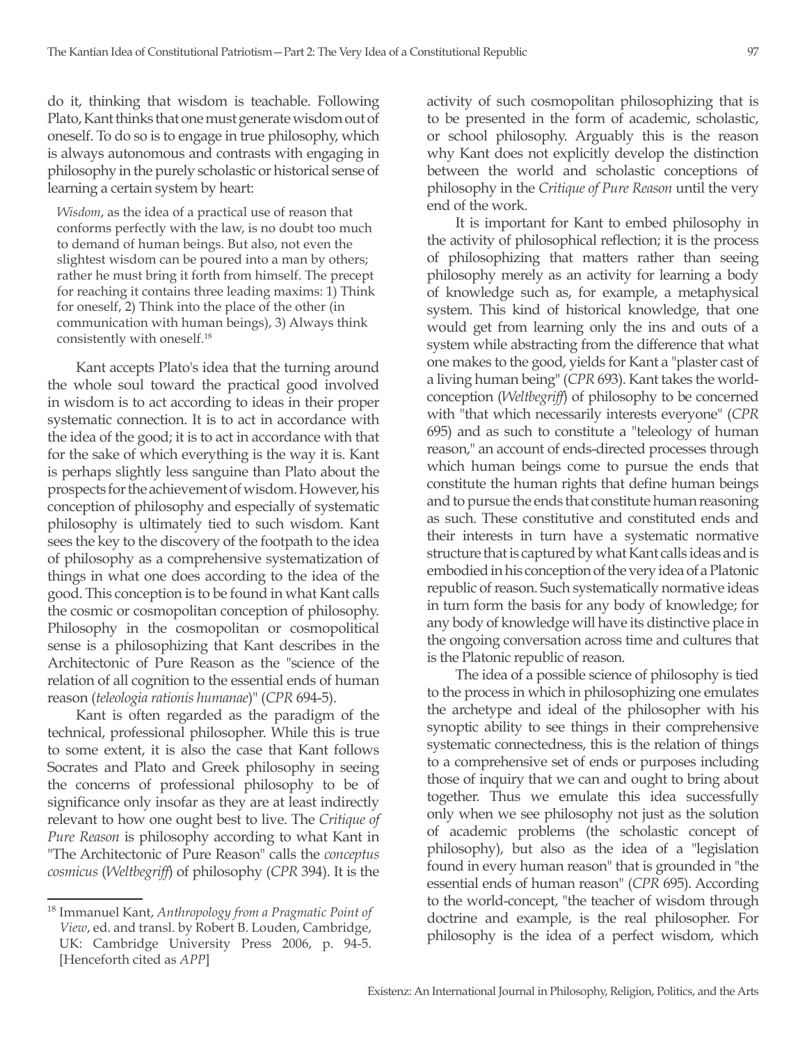do it, thinking that wisdom is teachable. Following Plato, Kant thinks that one must generate wisdom out of oneself. To do so is to engage in true philosophy, which is always autonomous and contrasts with engaging in philosophy in the purely scholastic or historical sense of learning a certain system by heart:

> *Wisdom*, as the idea of a practical use of reason that conforms perfectly with the law, is no doubt too much to demand of human beings. But also, not even the slightest wisdom can be poured into a man by others; rather he must bring it forth from himself. The precept for reaching it contains three leading maxims: 1) Think for oneself, 2) Think into the place of the other (in communication with human beings), 3) Always think consistently with oneself.[18]

Kant accepts Plato's idea that the turning around the whole soul toward the practical good involved in wisdom is to act according to ideas in their proper systematic connection. It is to act in accordance with the idea of the good; it is to act in accordance with that for the sake of which everything is the way it is. Kant is perhaps slightly less sanguine than Plato about the prospects for the achievement of wisdom. However, his conception of philosophy and especially of systematic philosophy is ultimately tied to such wisdom. Kant sees the key to the discovery of the footpath to the idea of philosophy as a comprehensive systematization of things in what one does according to the idea of the good. This conception is to be found in what Kant calls the cosmic or cosmopolitan conception of philosophy. Philosophy in the cosmopolitan or cosmopolitical sense is a philosophizing that Kant describes in the Architectonic of Pure Reason as the "science of the relation of all cognition to the essential ends of human reason (*teleologia rationis humanae*)" (*CPR* 694-5).

Kant is often regarded as the paradigm of the technical, professional philosopher. While this is true to some extent, it is also the case that Kant follows Socrates and Plato and Greek philosophy in seeing the concerns of professional philosophy to be of significance only insofar as they are at least indirectly relevant to how one ought best to live. The *Critique of Pure Reason* is philosophy according to what Kant in "The Architectonic of Pure Reason" calls the *conceptus cosmicus* (*Weltbegriff*) of philosophy (*CPR* 394). It is the activity of such cosmopolitan philosophizing that is to be presented in the form of academic, scholastic, or school philosophy. Arguably this is the reason why Kant does not explicitly develop the distinction between the world and scholastic conceptions of philosophy in the *Critique of Pure Reason* until the very end of the work.

It is important for Kant to embed philosophy in the activity of philosophical reflection; it is the process of philosophizing that matters rather than seeing philosophy merely as an activity for learning a body of knowledge such as, for example, a metaphysical system. This kind of historical knowledge, that one would get from learning only the ins and outs of a system while abstracting from the difference that what one makes to the good, yields for Kant a "plaster cast of a living human being" (*CPR* 693). Kant takes the world-conception (*Weltbegriff*) of philosophy to be concerned with "that which necessarily interests everyone" (*CPR* 695) and as such to constitute a "teleology of human reason," an account of ends-directed processes through which human beings come to pursue the ends that constitute the human rights that define human beings and to pursue the ends that constitute human reasoning as such. These constitutive and constituted ends and their interests in turn have a systematic normative structure that is captured by what Kant calls ideas and is embodied in his conception of the very idea of a Platonic republic of reason. Such systematically normative ideas in turn form the basis for any body of knowledge; for any body of knowledge will have its distinctive place in the ongoing conversation across time and cultures that is the Platonic republic of reason.

The idea of a possible science of philosophy is tied to the process in which in philosophizing one emulates the archetype and ideal of the philosopher with his synoptic ability to see things in their comprehensive systematic connectedness, this is the relation of things to a comprehensive set of ends or purposes including those of inquiry that we can and ought to bring about together. Thus we emulate this idea successfully only when we see philosophy not just as the solution of academic problems (the scholastic concept of philosophy), but also as the idea of a "legislation found in every human reason" that is grounded in "the essential ends of human reason" (*CPR* 695). According to the world-concept, "the teacher of wisdom through doctrine and example, is the real philosopher. For philosophy is the idea of a perfect wisdom, which

[18] Immanuel Kant, *Anthropology from a Pragmatic Point of View*, ed. and transl. by Robert B. Louden, Cambridge, UK: Cambridge University Press 2006, p. 94-5. [Henceforth cited as *APP*]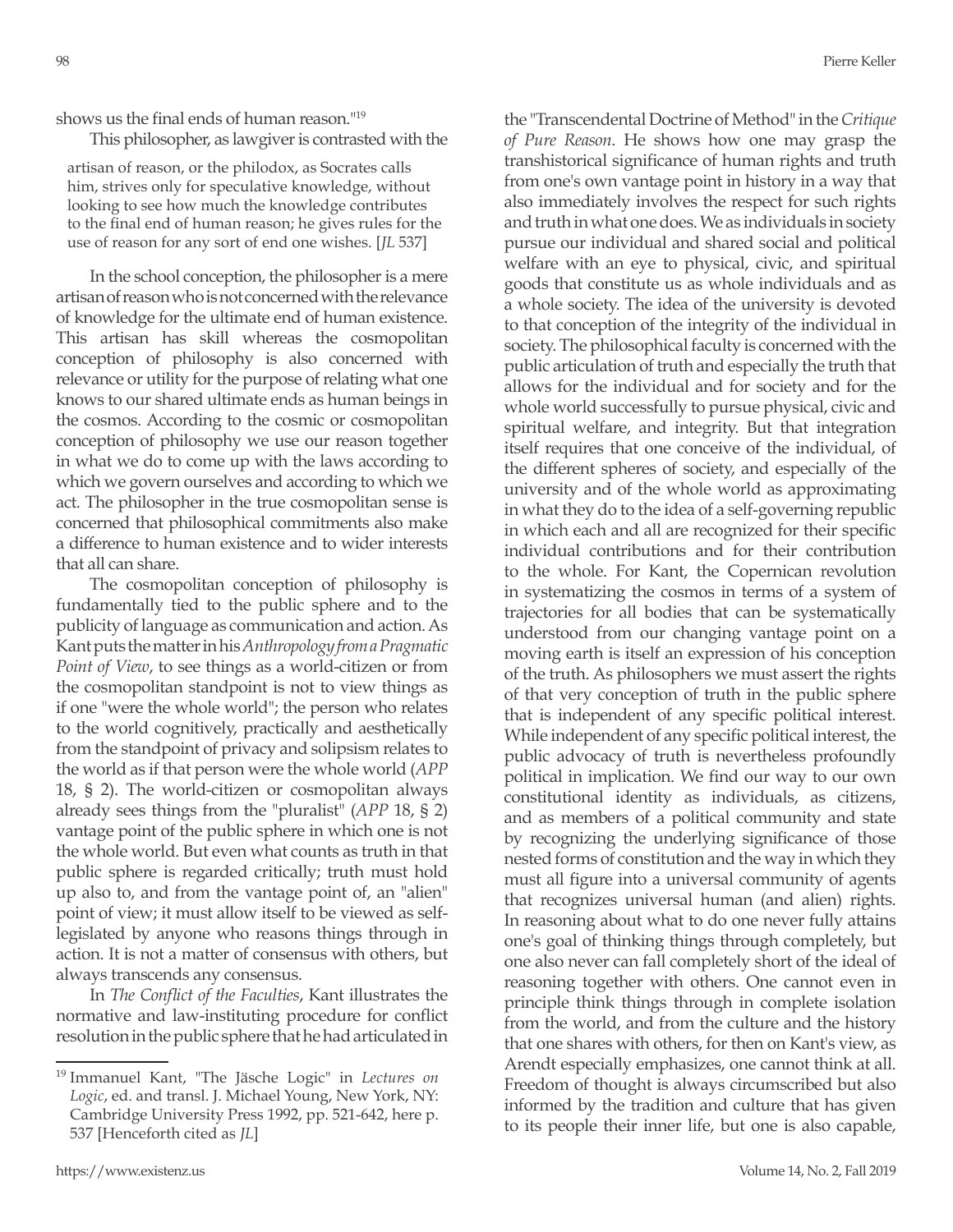shows us the final ends of human reason."[19]

This philosopher, as lawgiver is contrasted with the

> artisan of reason, or the philodox, as Socrates calls him, strives only for speculative knowledge, without looking to see how much the knowledge contributes to the final end of human reason; he gives rules for the use of reason for any sort of end one wishes. [*JL* 537]

In the school conception, the philosopher is a mere artisan of reason who is not concerned with the relevance of knowledge for the ultimate end of human existence. This artisan has skill whereas the cosmopolitan conception of philosophy is also concerned with relevance or utility for the purpose of relating what one knows to our shared ultimate ends as human beings in the cosmos. According to the cosmic or cosmopolitan conception of philosophy we use our reason together in what we do to come up with the laws according to which we govern ourselves and according to which we act. The philosopher in the true cosmopolitan sense is concerned that philosophical commitments also make a difference to human existence and to wider interests that all can share.

The cosmopolitan conception of philosophy is fundamentally tied to the public sphere and to the publicity of language as communication and action. As Kant puts the matter in his *Anthropology from a Pragmatic Point of View*, to see things as a world-citizen or from the cosmopolitan standpoint is not to view things as if one "were the whole world"; the person who relates to the world cognitively, practically and aesthetically from the standpoint of privacy and solipsism relates to the world as if that person were the whole world (*APP* 18, § 2). The world-citizen or cosmopolitan always already sees things from the "pluralist" (*APP* 18, § 2) vantage point of the public sphere in which one is not the whole world. But even what counts as truth in that public sphere is regarded critically; truth must hold up also to, and from the vantage point of, an "alien" point of view; it must allow itself to be viewed as self-legislated by anyone who reasons things through in action. It is not a matter of consensus with others, but always transcends any consensus.

In *The Conflict of the Faculties*, Kant illustrates the normative and law-instituting procedure for conflict resolution in the public sphere that he had articulated in the "Transcendental Doctrine of Method" in the *Critique of Pure Reason*. He shows how one may grasp the transhistorical significance of human rights and truth from one's own vantage point in history in a way that also immediately involves the respect for such rights and truth in what one does. We as individuals in society pursue our individual and shared social and political welfare with an eye to physical, civic, and spiritual goods that constitute us as whole individuals and as a whole society. The idea of the university is devoted to that conception of the integrity of the individual in society. The philosophical faculty is concerned with the public articulation of truth and especially the truth that allows for the individual and for society and for the whole world successfully to pursue physical, civic and spiritual welfare, and integrity. But that integration itself requires that one conceive of the individual, of the different spheres of society, and especially of the university and of the whole world as approximating in what they do to the idea of a self-governing republic in which each and all are recognized for their specific individual contributions and for their contribution to the whole. For Kant, the Copernican revolution in systematizing the cosmos in terms of a system of trajectories for all bodies that can be systematically understood from our changing vantage point on a moving earth is itself an expression of his conception of the truth. As philosophers we must assert the rights of that very conception of truth in the public sphere that is independent of any specific political interest. While independent of any specific political interest, the public advocacy of truth is nevertheless profoundly political in implication. We find our way to our own constitutional identity as individuals, as citizens, and as members of a political community and state by recognizing the underlying significance of those nested forms of constitution and the way in which they must all figure into a universal community of agents that recognizes universal human (and alien) rights. In reasoning about what to do one never fully attains one's goal of thinking things through completely, but one also never can fall completely short of the ideal of reasoning together with others. One cannot even in principle think things through in complete isolation from the world, and from the culture and the history that one shares with others, for then on Kant's view, as Arendt especially emphasizes, one cannot think at all. Freedom of thought is always circumscribed but also informed by the tradition and culture that has given to its people their inner life, but one is also capable,

---

[19] Immanuel Kant, "The Jäsche Logic" in *Lectures on Logic*, ed. and transl. J. Michael Young, New York, NY: Cambridge University Press 1992, pp. 521-642, here p. 537 [Henceforth cited as *JL*]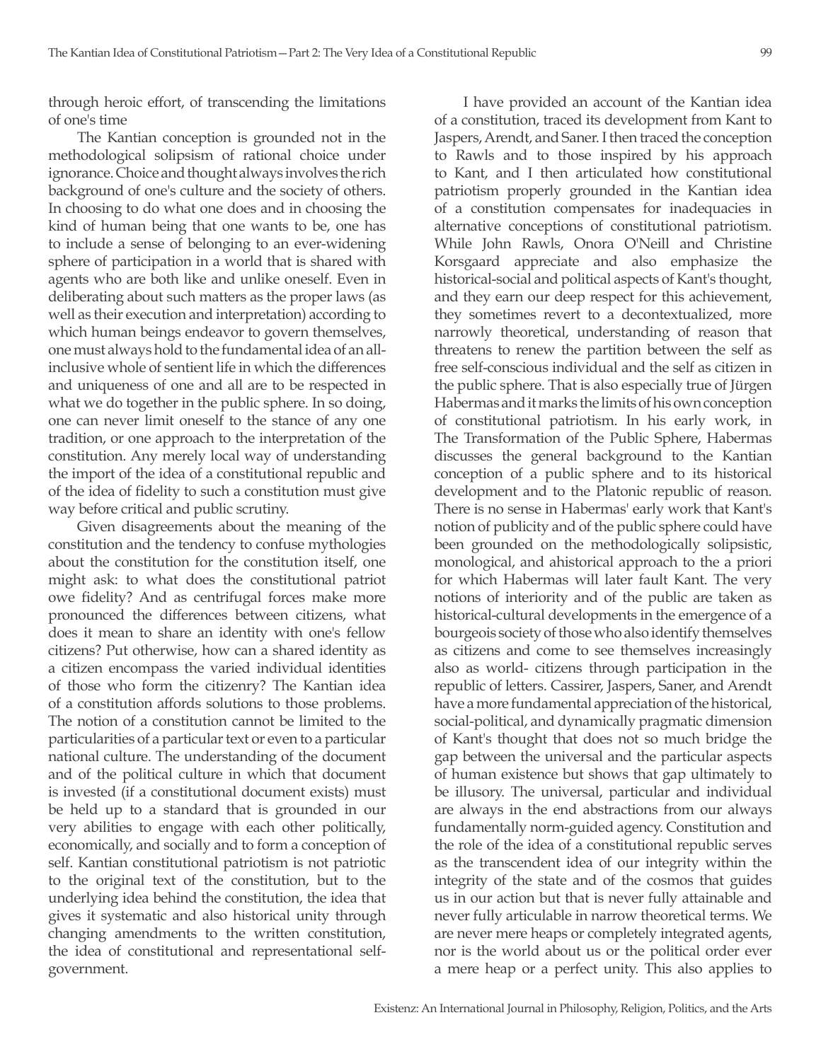through heroic effort, of transcending the limitations of one's time

The Kantian conception is grounded not in the methodological solipsism of rational choice under ignorance. Choice and thought always involves the rich background of one's culture and the society of others. In choosing to do what one does and in choosing the kind of human being that one wants to be, one has to include a sense of belonging to an ever-widening sphere of participation in a world that is shared with agents who are both like and unlike oneself. Even in deliberating about such matters as the proper laws (as well as their execution and interpretation) according to which human beings endeavor to govern themselves, one must always hold to the fundamental idea of an all-inclusive whole of sentient life in which the differences and uniqueness of one and all are to be respected in what we do together in the public sphere. In so doing, one can never limit oneself to the stance of any one tradition, or one approach to the interpretation of the constitution. Any merely local way of understanding the import of the idea of a constitutional republic and of the idea of fidelity to such a constitution must give way before critical and public scrutiny.

Given disagreements about the meaning of the constitution and the tendency to confuse mythologies about the constitution for the constitution itself, one might ask: to what does the constitutional patriot owe fidelity? And as centrifugal forces make more pronounced the differences between citizens, what does it mean to share an identity with one's fellow citizens? Put otherwise, how can a shared identity as a citizen encompass the varied individual identities of those who form the citizenry? The Kantian idea of a constitution affords solutions to those problems. The notion of a constitution cannot be limited to the particularities of a particular text or even to a particular national culture. The understanding of the document and of the political culture in which that document is invested (if a constitutional document exists) must be held up to a standard that is grounded in our very abilities to engage with each other politically, economically, and socially and to form a conception of self. Kantian constitutional patriotism is not patriotic to the original text of the constitution, but to the underlying idea behind the constitution, the idea that gives it systematic and also historical unity through changing amendments to the written constitution, the idea of constitutional and representational self-government.

I have provided an account of the Kantian idea of a constitution, traced its development from Kant to Jaspers, Arendt, and Saner. I then traced the conception to Rawls and to those inspired by his approach to Kant, and I then articulated how constitutional patriotism properly grounded in the Kantian idea of a constitution compensates for inadequacies in alternative conceptions of constitutional patriotism. While John Rawls, Onora O'Neill and Christine Korsgaard appreciate and also emphasize the historical-social and political aspects of Kant's thought, and they earn our deep respect for this achievement, they sometimes revert to a decontextualized, more narrowly theoretical, understanding of reason that threatens to renew the partition between the self as free self-conscious individual and the self as citizen in the public sphere. That is also especially true of Jürgen Habermas and it marks the limits of his own conception of constitutional patriotism. In his early work, in The Transformation of the Public Sphere, Habermas discusses the general background to the Kantian conception of a public sphere and to its historical development and to the Platonic republic of reason. There is no sense in Habermas' early work that Kant's notion of publicity and of the public sphere could have been grounded on the methodologically solipsistic, monological, and ahistorical approach to the a priori for which Habermas will later fault Kant. The very notions of interiority and of the public are taken as historical-cultural developments in the emergence of a bourgeois society of those who also identify themselves as citizens and come to see themselves increasingly also as world- citizens through participation in the republic of letters. Cassirer, Jaspers, Saner, and Arendt have a more fundamental appreciation of the historical, social-political, and dynamically pragmatic dimension of Kant's thought that does not so much bridge the gap between the universal and the particular aspects of human existence but shows that gap ultimately to be illusory. The universal, particular and individual are always in the end abstractions from our always fundamentally norm-guided agency. Constitution and the role of the idea of a constitutional republic serves as the transcendent idea of our integrity within the integrity of the state and of the cosmos that guides us in our action but that is never fully attainable and never fully articulable in narrow theoretical terms. We are never mere heaps or completely integrated agents, nor is the world about us or the political order ever a mere heap or a perfect unity. This also applies to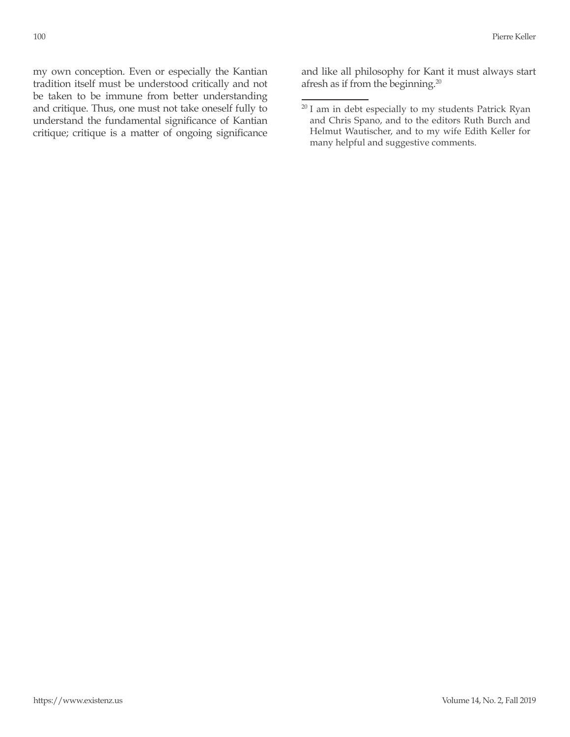my own conception. Even or especially the Kantian tradition itself must be understood critically and not be taken to be immune from better understanding and critique. Thus, one must not take oneself fully to understand the fundamental significance of Kantian critique; critique is a matter of ongoing significance and like all philosophy for Kant it must always start afresh as if from the beginning.[20]

---

[20] I am in debt especially to my students Patrick Ryan and Chris Spano, and to the editors Ruth Burch and Helmut Wautischer, and to my wife Edith Keller for many helpful and suggestive comments.